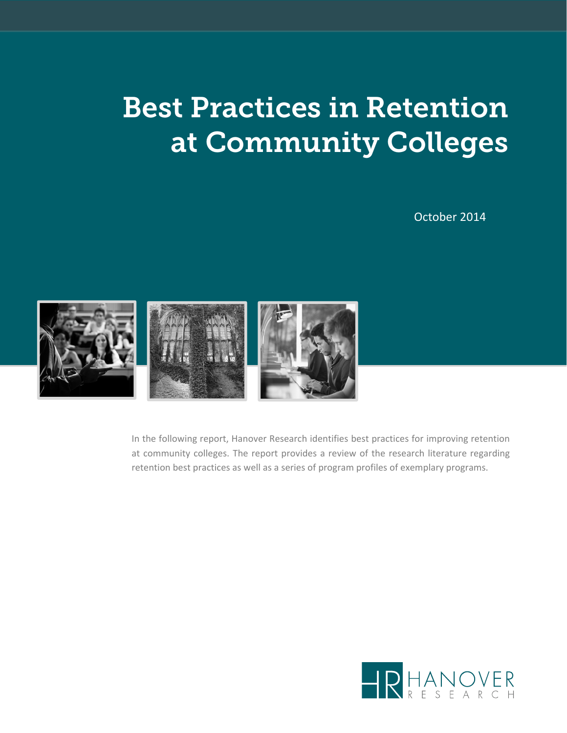# Best Practices in Retention at Community Colleges

October 2014

In the following report, Hanover Research identifies best practices for improving retention at community colleges. The report provides a review of the research literature regarding retention best practices as well as a series of program profiles of exemplary programs.

HANOVER RESEARCH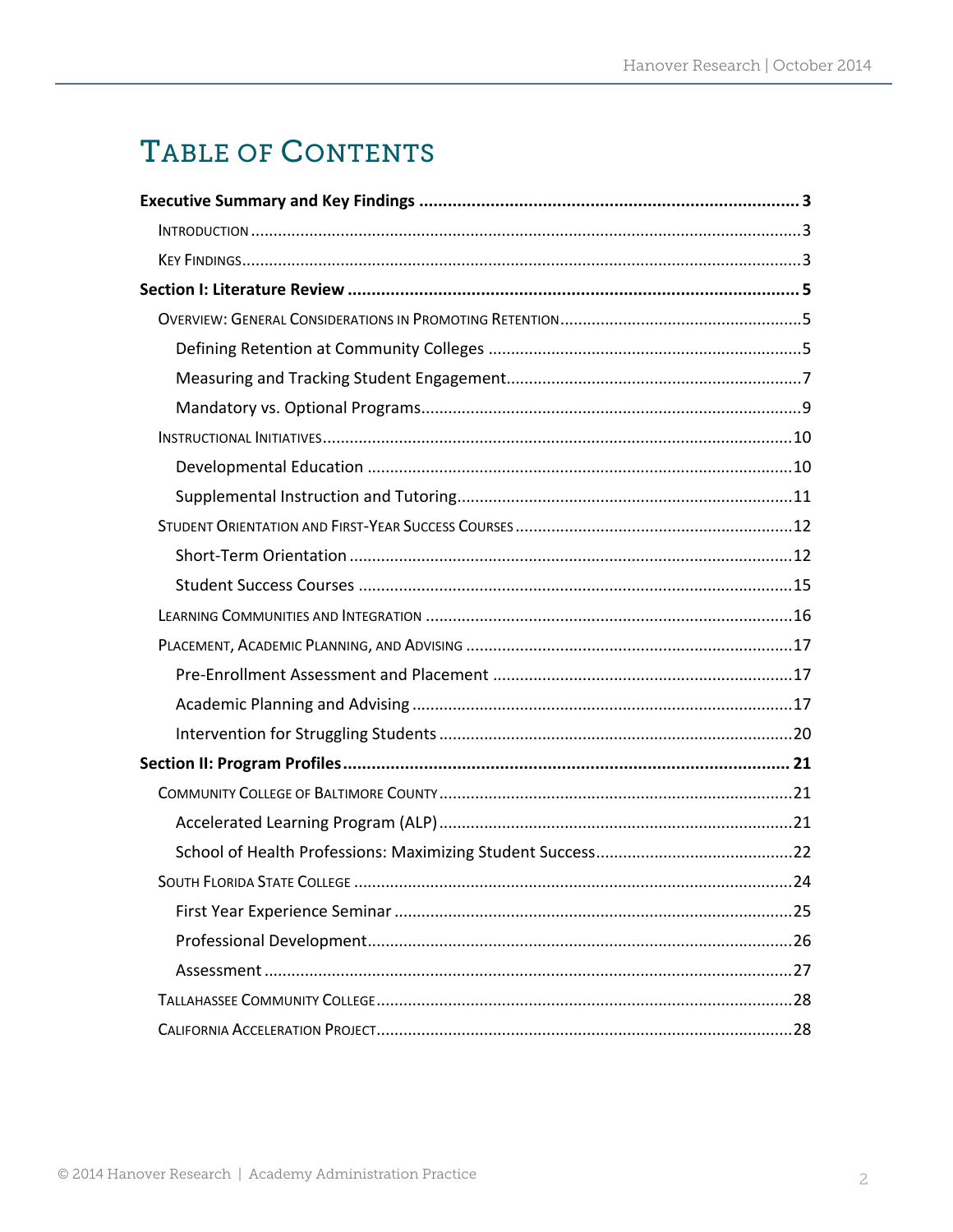# Table of Contents

**Executive Summary and Key Findings** .......... **3**

- Introduction .......... 3
- Key Findings .......... 3

**Section I: Literature Review** .......... **5**

- Overview: General Considerations in Promoting Retention .......... 5
  - Defining Retention at Community Colleges .......... 5
  - Measuring and Tracking Student Engagement .......... 7
  - Mandatory vs. Optional Programs .......... 9
- Instructional Initiatives .......... 10
  - Developmental Education .......... 10
  - Supplemental Instruction and Tutoring .......... 11
- Student Orientation and First-Year Success Courses .......... 12
  - Short-Term Orientation .......... 12
  - Student Success Courses .......... 15
- Learning Communities and Integration .......... 16
- Placement, Academic Planning, and Advising .......... 17
  - Pre-Enrollment Assessment and Placement .......... 17
  - Academic Planning and Advising .......... 17
  - Intervention for Struggling Students .......... 20

**Section II: Program Profiles** .......... **21**

- Community College of Baltimore County .......... 21
  - Accelerated Learning Program (ALP) .......... 21
  - School of Health Professions: Maximizing Student Success .......... 22
- South Florida State College .......... 24
  - First Year Experience Seminar .......... 25
  - Professional Development .......... 26
  - Assessment .......... 27
- Tallahassee Community College .......... 28
- California Acceleration Project .......... 28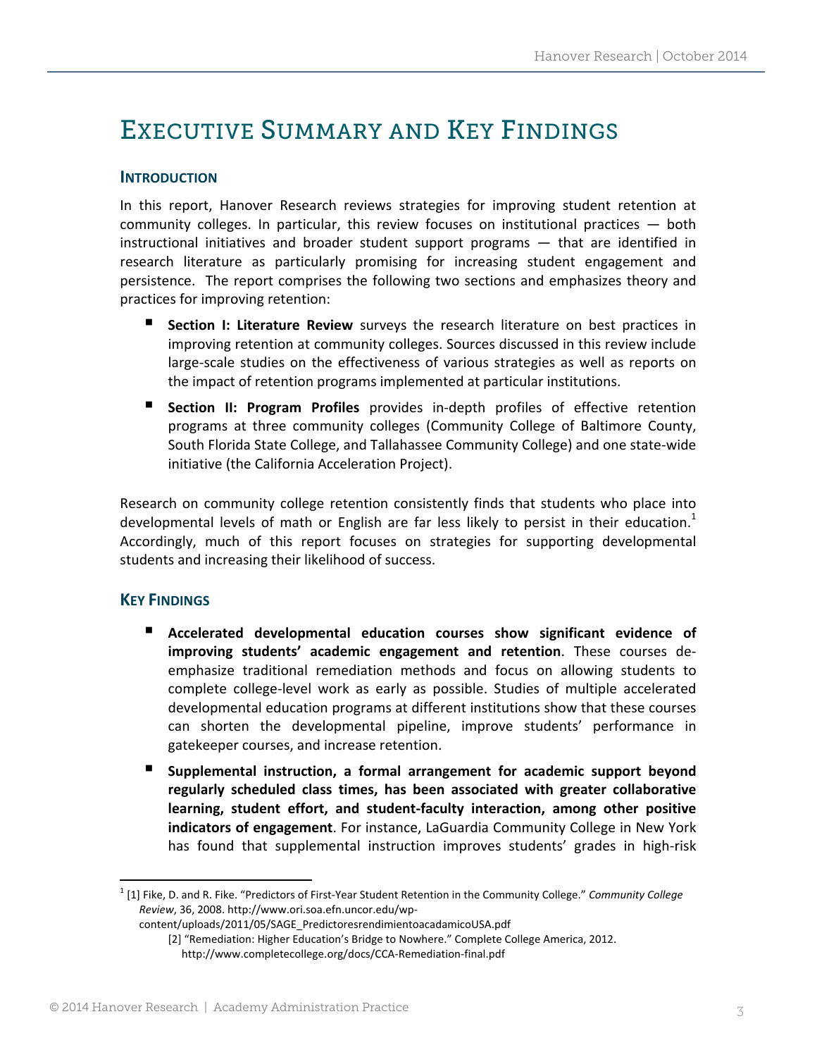# Executive Summary and Key Findings

## Introduction

In this report, Hanover Research reviews strategies for improving student retention at community colleges. In particular, this review focuses on institutional practices — both instructional initiatives and broader student support programs — that are identified in research literature as particularly promising for increasing student engagement and persistence. The report comprises the following two sections and emphasizes theory and practices for improving retention:

- **Section I: Literature Review** surveys the research literature on best practices in improving retention at community colleges. Sources discussed in this review include large-scale studies on the effectiveness of various strategies as well as reports on the impact of retention programs implemented at particular institutions.
- **Section II: Program Profiles** provides in-depth profiles of effective retention programs at three community colleges (Community College of Baltimore County, South Florida State College, and Tallahassee Community College) and one state-wide initiative (the California Acceleration Project).

Research on community college retention consistently finds that students who place into developmental levels of math or English are far less likely to persist in their education.[1] Accordingly, much of this report focuses on strategies for supporting developmental students and increasing their likelihood of success.

## Key Findings

- **Accelerated developmental education courses show significant evidence of improving students' academic engagement and retention**. These courses de-emphasize traditional remediation methods and focus on allowing students to complete college-level work as early as possible. Studies of multiple accelerated developmental education programs at different institutions show that these courses can shorten the developmental pipeline, improve students' performance in gatekeeper courses, and increase retention.
- **Supplemental instruction, a formal arrangement for academic support beyond regularly scheduled class times, has been associated with greater collaborative learning, student effort, and student-faculty interaction, among other positive indicators of engagement**. For instance, LaGuardia Community College in New York has found that supplemental instruction improves students' grades in high-risk

---

[1] [1] Fike, D. and R. Fike. "Predictors of First-Year Student Retention in the Community College." *Community College Review*, 36, 2008. http://www.ori.soa.efn.uncor.edu/wp-content/uploads/2011/05/SAGE_PredictoresrendimientoacadamicoUSA.pdf

[2] "Remediation: Higher Education's Bridge to Nowhere." Complete College America, 2012. http://www.completecollege.org/docs/CCA-Remediation-final.pdf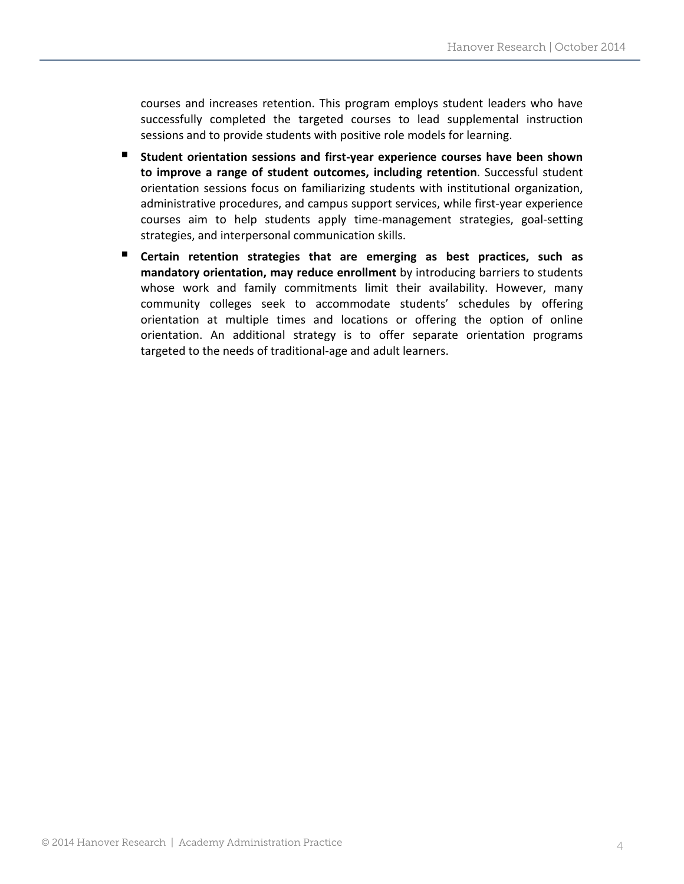courses and increases retention. This program employs student leaders who have successfully completed the targeted courses to lead supplemental instruction sessions and to provide students with positive role models for learning.

- **Student orientation sessions and first-year experience courses have been shown to improve a range of student outcomes, including retention**. Successful student orientation sessions focus on familiarizing students with institutional organization, administrative procedures, and campus support services, while first-year experience courses aim to help students apply time-management strategies, goal-setting strategies, and interpersonal communication skills.
- **Certain retention strategies that are emerging as best practices, such as mandatory orientation, may reduce enrollment** by introducing barriers to students whose work and family commitments limit their availability. However, many community colleges seek to accommodate students' schedules by offering orientation at multiple times and locations or offering the option of online orientation. An additional strategy is to offer separate orientation programs targeted to the needs of traditional-age and adult learners.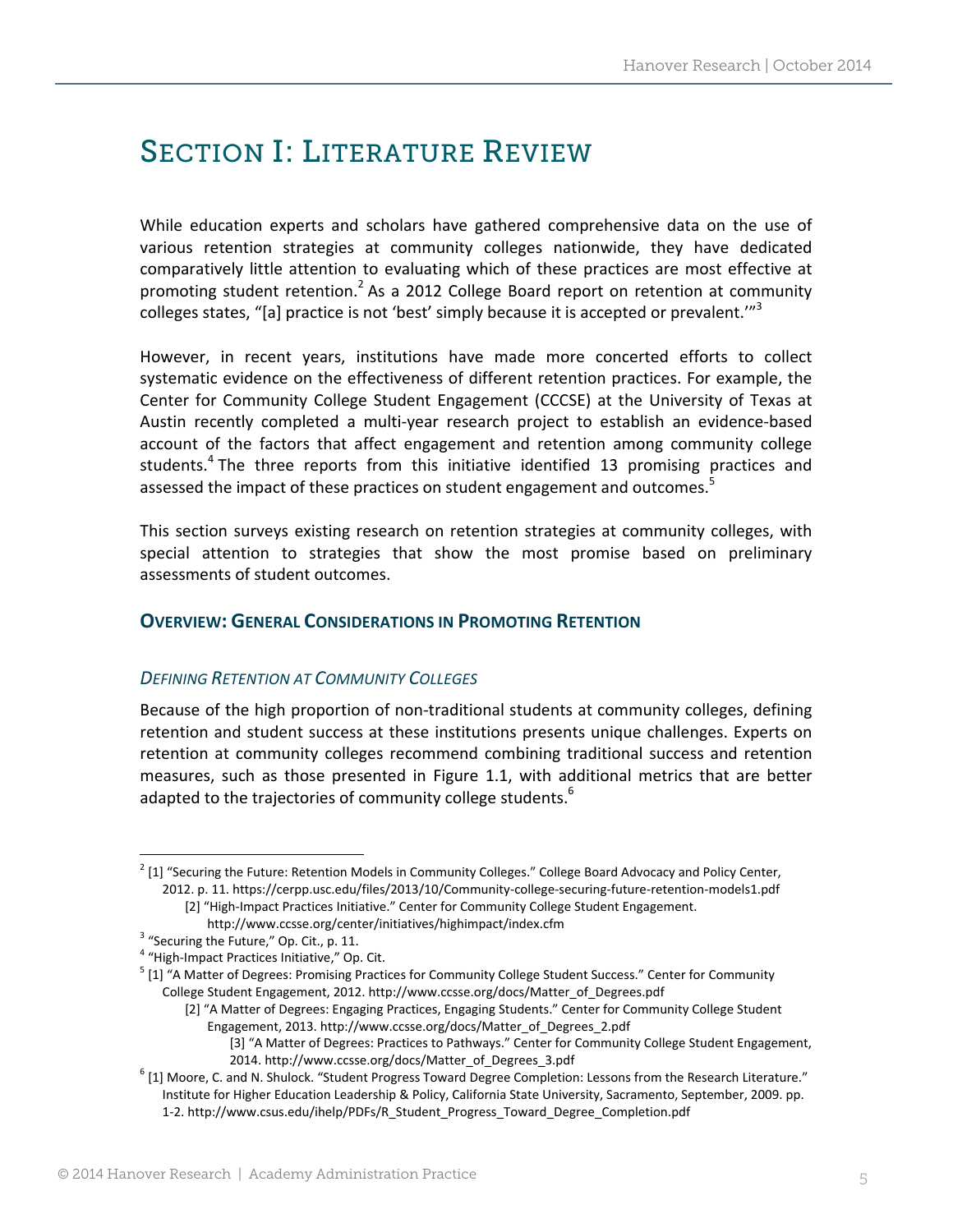# SECTION I: LITERATURE REVIEW

While education experts and scholars have gathered comprehensive data on the use of various retention strategies at community colleges nationwide, they have dedicated comparatively little attention to evaluating which of these practices are most effective at promoting student retention.[2] As a 2012 College Board report on retention at community colleges states, "[a] practice is not 'best' simply because it is accepted or prevalent.'"[3]

However, in recent years, institutions have made more concerted efforts to collect systematic evidence on the effectiveness of different retention practices. For example, the Center for Community College Student Engagement (CCCSE) at the University of Texas at Austin recently completed a multi-year research project to establish an evidence-based account of the factors that affect engagement and retention among community college students.[4] The three reports from this initiative identified 13 promising practices and assessed the impact of these practices on student engagement and outcomes.[5]

This section surveys existing research on retention strategies at community colleges, with special attention to strategies that show the most promise based on preliminary assessments of student outcomes.

## OVERVIEW: GENERAL CONSIDERATIONS IN PROMOTING RETENTION

### *DEFINING RETENTION AT COMMUNITY COLLEGES*

Because of the high proportion of non-traditional students at community colleges, defining retention and student success at these institutions presents unique challenges. Experts on retention at community colleges recommend combining traditional success and retention measures, such as those presented in Figure 1.1, with additional metrics that are better adapted to the trajectories of community college students.[6]

---

[2] [1] "Securing the Future: Retention Models in Community Colleges." College Board Advocacy and Policy Center, 2012. p. 11. https://cerpp.usc.edu/files/2013/10/Community-college-securing-future-retention-models1.pdf
 [2] "High-Impact Practices Initiative." Center for Community College Student Engagement. http://www.ccsse.org/center/initiatives/highimpact/index.cfm

[3] "Securing the Future," Op. Cit., p. 11.

[4] "High-Impact Practices Initiative," Op. Cit.

[5] [1] "A Matter of Degrees: Promising Practices for Community College Student Success." Center for Community College Student Engagement, 2012. http://www.ccsse.org/docs/Matter_of_Degrees.pdf
 [2] "A Matter of Degrees: Engaging Practices, Engaging Students." Center for Community College Student Engagement, 2013. http://www.ccsse.org/docs/Matter_of_Degrees_2.pdf
 [3] "A Matter of Degrees: Practices to Pathways." Center for Community College Student Engagement, 2014. http://www.ccsse.org/docs/Matter_of_Degrees_3.pdf

[6] [1] Moore, C. and N. Shulock. "Student Progress Toward Degree Completion: Lessons from the Research Literature." Institute for Higher Education Leadership & Policy, California State University, Sacramento, September, 2009. pp. 1-2. http://www.csus.edu/ihelp/PDFs/R_Student_Progress_Toward_Degree_Completion.pdf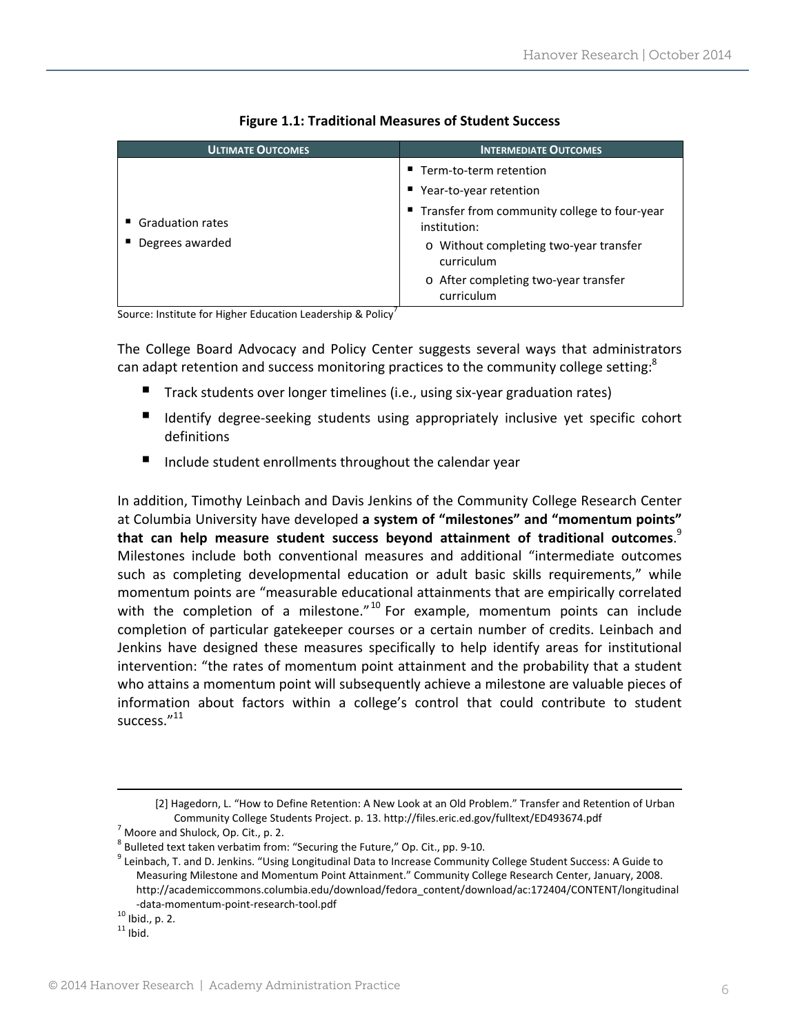**Figure 1.1: Traditional Measures of Student Success**

| ULTIMATE OUTCOMES | INTERMEDIATE OUTCOMES |
|---|---|
| ▪ Graduation rates<br>▪ Degrees awarded | ▪ Term-to-term retention<br>▪ Year-to-year retention<br>▪ Transfer from community college to four-year institution:<br>o Without completing two-year transfer curriculum<br>o After completing two-year transfer curriculum |

Source: Institute for Higher Education Leadership & Policy[7]

The College Board Advocacy and Policy Center suggests several ways that administrators can adapt retention and success monitoring practices to the community college setting:[8]

- Track students over longer timelines (i.e., using six-year graduation rates)
- Identify degree-seeking students using appropriately inclusive yet specific cohort definitions
- Include student enrollments throughout the calendar year

In addition, Timothy Leinbach and Davis Jenkins of the Community College Research Center at Columbia University have developed **a system of "milestones" and "momentum points" that can help measure student success beyond attainment of traditional outcomes**.[9] Milestones include both conventional measures and additional "intermediate outcomes such as completing developmental education or adult basic skills requirements," while momentum points are "measurable educational attainments that are empirically correlated with the completion of a milestone."[10] For example, momentum points can include completion of particular gatekeeper courses or a certain number of credits. Leinbach and Jenkins have designed these measures specifically to help identify areas for institutional intervention: "the rates of momentum point attainment and the probability that a student who attains a momentum point will subsequently achieve a milestone are valuable pieces of information about factors within a college's control that could contribute to student success."[11]

---

[2] Hagedorn, L. "How to Define Retention: A New Look at an Old Problem." Transfer and Retention of Urban Community College Students Project. p. 13. http://files.eric.ed.gov/fulltext/ED493674.pdf

[7] Moore and Shulock, Op. Cit., p. 2.

[8] Bulleted text taken verbatim from: "Securing the Future," Op. Cit., pp. 9-10.

[9] Leinbach, T. and D. Jenkins. "Using Longitudinal Data to Increase Community College Student Success: A Guide to Measuring Milestone and Momentum Point Attainment." Community College Research Center, January, 2008. http://academiccommons.columbia.edu/download/fedora_content/download/ac:172404/CONTENT/longitudinal-data-momentum-point-research-tool.pdf

[10] Ibid., p. 2.

[11] Ibid.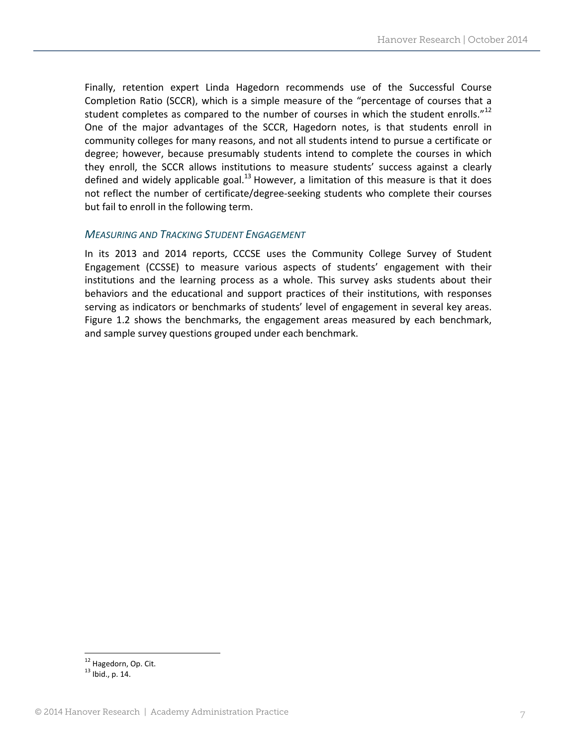Finally, retention expert Linda Hagedorn recommends use of the Successful Course Completion Ratio (SCCR), which is a simple measure of the "percentage of courses that a student completes as compared to the number of courses in which the student enrolls."[12] One of the major advantages of the SCCR, Hagedorn notes, is that students enroll in community colleges for many reasons, and not all students intend to pursue a certificate or degree; however, because presumably students intend to complete the courses in which they enroll, the SCCR allows institutions to measure students' success against a clearly defined and widely applicable goal.[13] However, a limitation of this measure is that it does not reflect the number of certificate/degree-seeking students who complete their courses but fail to enroll in the following term.

### *Measuring and Tracking Student Engagement*

In its 2013 and 2014 reports, CCCSE uses the Community College Survey of Student Engagement (CCSSE) to measure various aspects of students' engagement with their institutions and the learning process as a whole. This survey asks students about their behaviors and the educational and support practices of their institutions, with responses serving as indicators or benchmarks of students' level of engagement in several key areas. Figure 1.2 shows the benchmarks, the engagement areas measured by each benchmark, and sample survey questions grouped under each benchmark.

---

[12] Hagedorn, Op. Cit.

[13] Ibid., p. 14.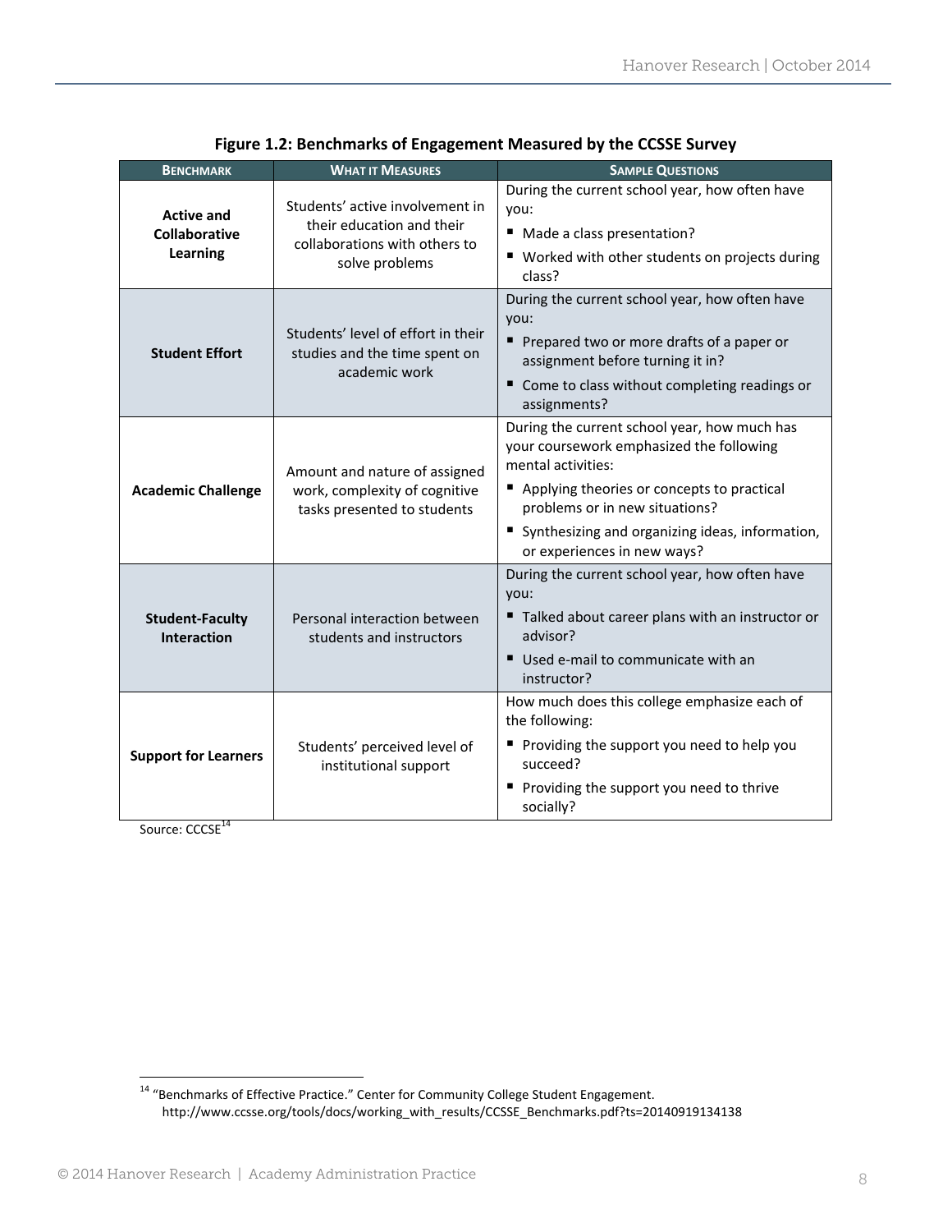**Figure 1.2: Benchmarks of Engagement Measured by the CCSSE Survey**

| BENCHMARK | WHAT IT MEASURES | SAMPLE QUESTIONS |
|---|---|---|
| **Active and Collaborative Learning** | Students' active involvement in their education and their collaborations with others to solve problems | During the current school year, how often have you:<br>▪ Made a class presentation?<br>▪ Worked with other students on projects during class? |
| **Student Effort** | Students' level of effort in their studies and the time spent on academic work | During the current school year, how often have you:<br>▪ Prepared two or more drafts of a paper or assignment before turning it in?<br>▪ Come to class without completing readings or assignments? |
| **Academic Challenge** | Amount and nature of assigned work, complexity of cognitive tasks presented to students | During the current school year, how much has your coursework emphasized the following mental activities:<br>▪ Applying theories or concepts to practical problems or in new situations?<br>▪ Synthesizing and organizing ideas, information, or experiences in new ways? |
| **Student-Faculty Interaction** | Personal interaction between students and instructors | During the current school year, how often have you:<br>▪ Talked about career plans with an instructor or advisor?<br>▪ Used e-mail to communicate with an instructor? |
| **Support for Learners** | Students' perceived level of institutional support | How much does this college emphasize each of the following:<br>▪ Providing the support you need to help you succeed?<br>▪ Providing the support you need to thrive socially? |

Source: CCSSE[14]

[14] "Benchmarks of Effective Practice." Center for Community College Student Engagement. http://www.ccsse.org/tools/docs/working_with_results/CCSSE_Benchmarks.pdf?ts=20140919134138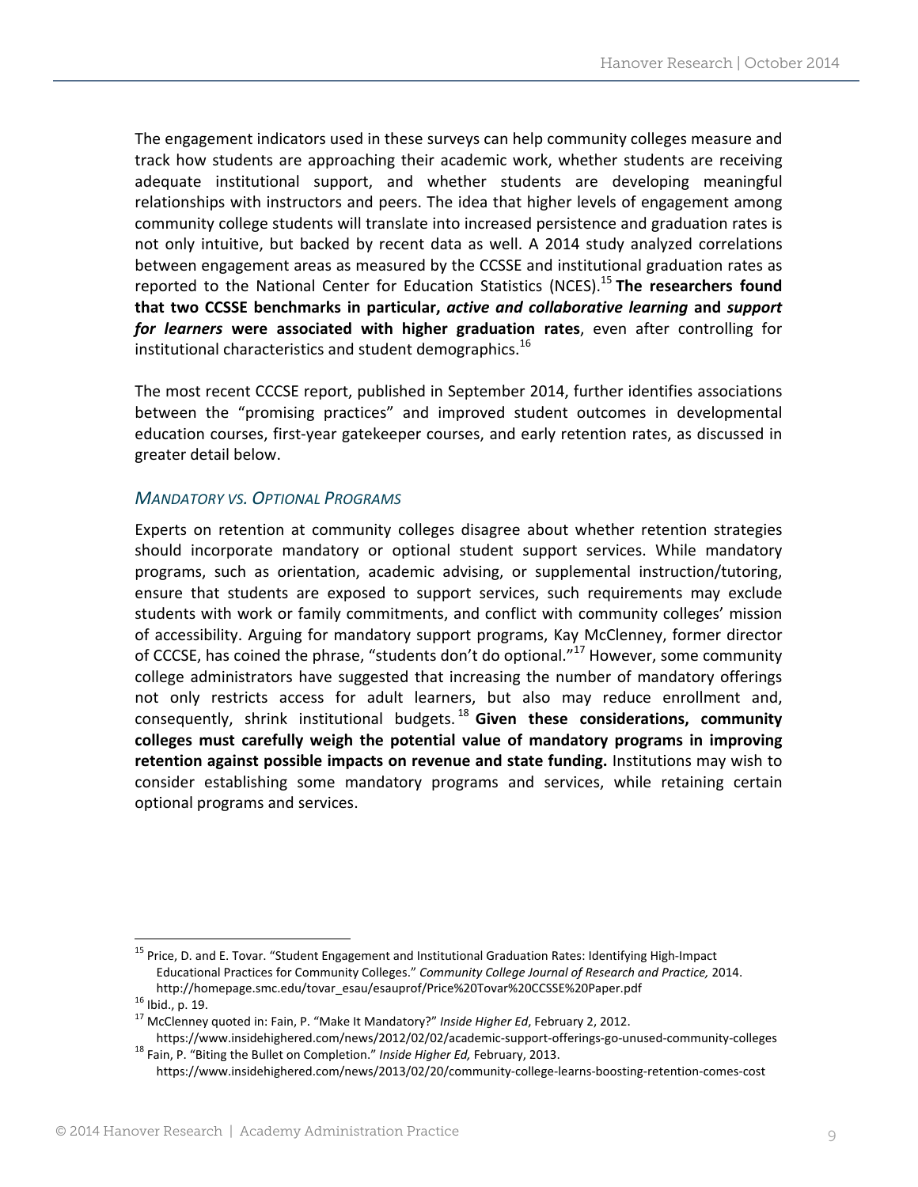The engagement indicators used in these surveys can help community colleges measure and track how students are approaching their academic work, whether students are receiving adequate institutional support, and whether students are developing meaningful relationships with instructors and peers. The idea that higher levels of engagement among community college students will translate into increased persistence and graduation rates is not only intuitive, but backed by recent data as well. A 2014 study analyzed correlations between engagement areas as measured by the CCSSE and institutional graduation rates as reported to the National Center for Education Statistics (NCES).[15] **The researchers found that two CCSSE benchmarks in particular, *active and collaborative learning* and *support for learners* were associated with higher graduation rates**, even after controlling for institutional characteristics and student demographics.[16]

The most recent CCCSE report, published in September 2014, further identifies associations between the "promising practices" and improved student outcomes in developmental education courses, first-year gatekeeper courses, and early retention rates, as discussed in greater detail below.

### *MANDATORY VS. OPTIONAL PROGRAMS*

Experts on retention at community colleges disagree about whether retention strategies should incorporate mandatory or optional student support services. While mandatory programs, such as orientation, academic advising, or supplemental instruction/tutoring, ensure that students are exposed to support services, such requirements may exclude students with work or family commitments, and conflict with community colleges' mission of accessibility. Arguing for mandatory support programs, Kay McClenney, former director of CCCSE, has coined the phrase, "students don't do optional."[17] However, some community college administrators have suggested that increasing the number of mandatory offerings not only restricts access for adult learners, but also may reduce enrollment and, consequently, shrink institutional budgets.[18] **Given these considerations, community colleges must carefully weigh the potential value of mandatory programs in improving retention against possible impacts on revenue and state funding.** Institutions may wish to consider establishing some mandatory programs and services, while retaining certain optional programs and services.

---

[15] Price, D. and E. Tovar. "Student Engagement and Institutional Graduation Rates: Identifying High-Impact Educational Practices for Community Colleges." *Community College Journal of Research and Practice,* 2014. http://homepage.smc.edu/tovar_esau/esauprof/Price%20Tovar%20CCSSE%20Paper.pdf

[16] Ibid., p. 19.

[17] McClenney quoted in: Fain, P. "Make It Mandatory?" *Inside Higher Ed*, February 2, 2012. https://www.insidehighered.com/news/2012/02/02/academic-support-offerings-go-unused-community-colleges

[18] Fain, P. "Biting the Bullet on Completion." *Inside Higher Ed,* February, 2013. https://www.insidehighered.com/news/2013/02/20/community-college-learns-boosting-retention-comes-cost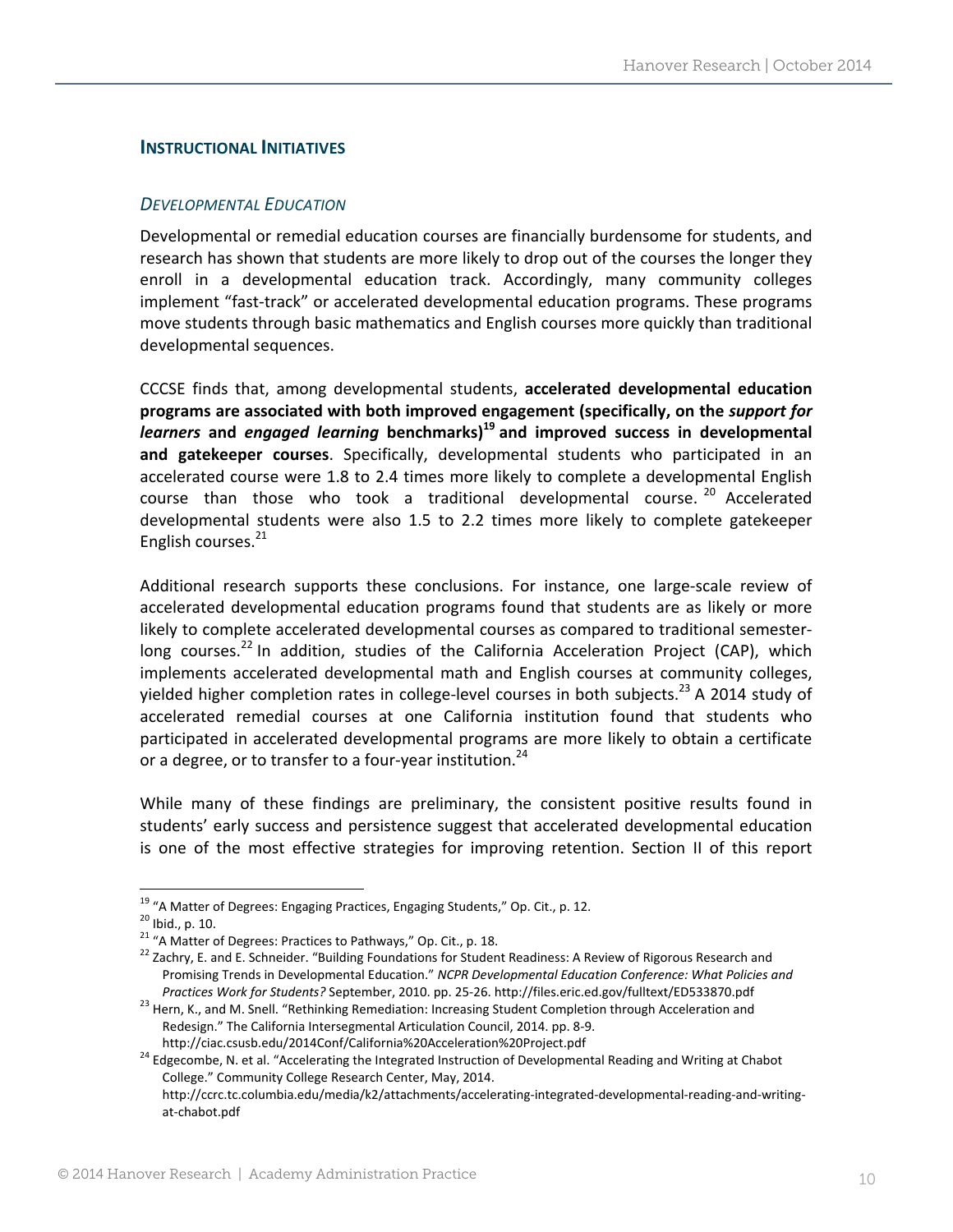### INSTRUCTIONAL INITIATIVES

#### *DEVELOPMENTAL EDUCATION*

Developmental or remedial education courses are financially burdensome for students, and research has shown that students are more likely to drop out of the courses the longer they enroll in a developmental education track. Accordingly, many community colleges implement "fast-track" or accelerated developmental education programs. These programs move students through basic mathematics and English courses more quickly than traditional developmental sequences.

CCCSE finds that, among developmental students, **accelerated developmental education programs are associated with both improved engagement (specifically, on the *support for learners* and *engaged learning* benchmarks)**[19] **and improved success in developmental and gatekeeper courses**. Specifically, developmental students who participated in an accelerated course were 1.8 to 2.4 times more likely to complete a developmental English course than those who took a traditional developmental course.[20] Accelerated developmental students were also 1.5 to 2.2 times more likely to complete gatekeeper English courses.[21]

Additional research supports these conclusions. For instance, one large-scale review of accelerated developmental education programs found that students are as likely or more likely to complete accelerated developmental courses as compared to traditional semester-long courses.[22] In addition, studies of the California Acceleration Project (CAP), which implements accelerated developmental math and English courses at community colleges, yielded higher completion rates in college-level courses in both subjects.[23] A 2014 study of accelerated remedial courses at one California institution found that students who participated in accelerated developmental programs are more likely to obtain a certificate or a degree, or to transfer to a four-year institution.[24]

While many of these findings are preliminary, the consistent positive results found in students' early success and persistence suggest that accelerated developmental education is one of the most effective strategies for improving retention. Section II of this report

---

[19] "A Matter of Degrees: Engaging Practices, Engaging Students," Op. Cit., p. 12.

[20] Ibid., p. 10.

[21] "A Matter of Degrees: Practices to Pathways," Op. Cit., p. 18.

[22] Zachry, E. and E. Schneider. "Building Foundations for Student Readiness: A Review of Rigorous Research and Promising Trends in Developmental Education." *NCPR Developmental Education Conference: What Policies and Practices Work for Students?* September, 2010. pp. 25-26. http://files.eric.ed.gov/fulltext/ED533870.pdf

[23] Hern, K., and M. Snell. "Rethinking Remediation: Increasing Student Completion through Acceleration and Redesign." The California Intersegmental Articulation Council, 2014. pp. 8-9. http://ciac.csusb.edu/2014Conf/California%20Acceleration%20Project.pdf

[24] Edgecombe, N. et al. "Accelerating the Integrated Instruction of Developmental Reading and Writing at Chabot College." Community College Research Center, May, 2014. http://ccrc.tc.columbia.edu/media/k2/attachments/accelerating-integrated-developmental-reading-and-writing-at-chabot.pdf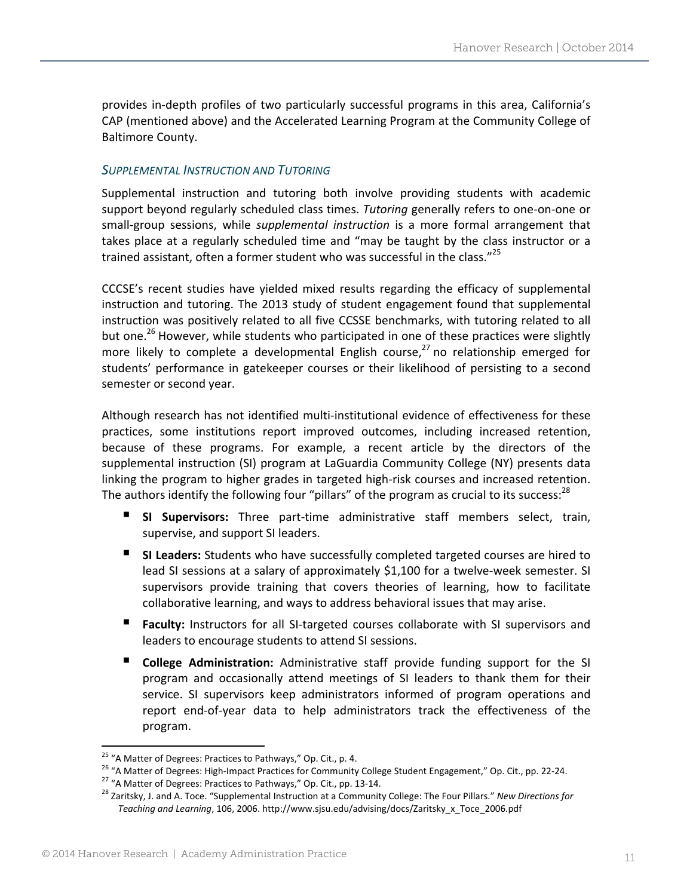provides in-depth profiles of two particularly successful programs in this area, California's CAP (mentioned above) and the Accelerated Learning Program at the Community College of Baltimore County.

### *Supplemental Instruction and Tutoring*

Supplemental instruction and tutoring both involve providing students with academic support beyond regularly scheduled class times. *Tutoring* generally refers to one-on-one or small-group sessions, while *supplemental instruction* is a more formal arrangement that takes place at a regularly scheduled time and "may be taught by the class instructor or a trained assistant, often a former student who was successful in the class."[25]

CCCSE's recent studies have yielded mixed results regarding the efficacy of supplemental instruction and tutoring. The 2013 study of student engagement found that supplemental instruction was positively related to all five CCSSE benchmarks, with tutoring related to all but one.[26] However, while students who participated in one of these practices were slightly more likely to complete a developmental English course,[27] no relationship emerged for students' performance in gatekeeper courses or their likelihood of persisting to a second semester or second year.

Although research has not identified multi-institutional evidence of effectiveness for these practices, some institutions report improved outcomes, including increased retention, because of these programs. For example, a recent article by the directors of the supplemental instruction (SI) program at LaGuardia Community College (NY) presents data linking the program to higher grades in targeted high-risk courses and increased retention. The authors identify the following four "pillars" of the program as crucial to its success:[28]

- **SI Supervisors:** Three part-time administrative staff members select, train, supervise, and support SI leaders.
- **SI Leaders:** Students who have successfully completed targeted courses are hired to lead SI sessions at a salary of approximately $1,100 for a twelve-week semester. SI supervisors provide training that covers theories of learning, how to facilitate collaborative learning, and ways to address behavioral issues that may arise.
- **Faculty:** Instructors for all SI-targeted courses collaborate with SI supervisors and leaders to encourage students to attend SI sessions.
- **College Administration:** Administrative staff provide funding support for the SI program and occasionally attend meetings of SI leaders to thank them for their service. SI supervisors keep administrators informed of program operations and report end-of-year data to help administrators track the effectiveness of the program.

---

[25] "A Matter of Degrees: Practices to Pathways," Op. Cit., p. 4.

[26] "A Matter of Degrees: High-Impact Practices for Community College Student Engagement," Op. Cit., pp. 22-24.

[27] "A Matter of Degrees: Practices to Pathways," Op. Cit., pp. 13-14.

[28] Zaritsky, J. and A. Toce. "Supplemental Instruction at a Community College: The Four Pillars." *New Directions for Teaching and Learning*, 106, 2006. http://www.sjsu.edu/advising/docs/Zaritsky_x_Toce_2006.pdf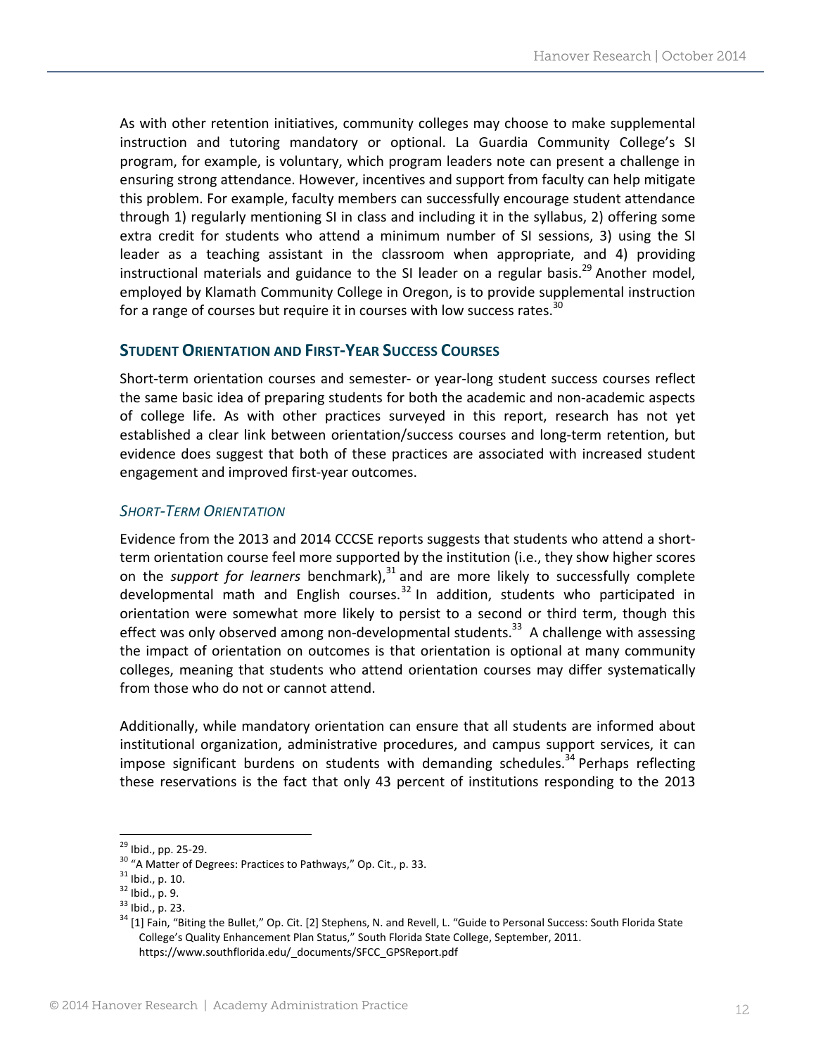As with other retention initiatives, community colleges may choose to make supplemental instruction and tutoring mandatory or optional. La Guardia Community College's SI program, for example, is voluntary, which program leaders note can present a challenge in ensuring strong attendance. However, incentives and support from faculty can help mitigate this problem. For example, faculty members can successfully encourage student attendance through 1) regularly mentioning SI in class and including it in the syllabus, 2) offering some extra credit for students who attend a minimum number of SI sessions, 3) using the SI leader as a teaching assistant in the classroom when appropriate, and 4) providing instructional materials and guidance to the SI leader on a regular basis.[29] Another model, employed by Klamath Community College in Oregon, is to provide supplemental instruction for a range of courses but require it in courses with low success rates.[30]

### STUDENT ORIENTATION AND FIRST-YEAR SUCCESS COURSES

Short-term orientation courses and semester- or year-long student success courses reflect the same basic idea of preparing students for both the academic and non-academic aspects of college life. As with other practices surveyed in this report, research has not yet established a clear link between orientation/success courses and long-term retention, but evidence does suggest that both of these practices are associated with increased student engagement and improved first-year outcomes.

#### *SHORT-TERM ORIENTATION*

Evidence from the 2013 and 2014 CCCSE reports suggests that students who attend a short-term orientation course feel more supported by the institution (i.e., they show higher scores on the *support for learners* benchmark),[31] and are more likely to successfully complete developmental math and English courses.[32] In addition, students who participated in orientation were somewhat more likely to persist to a second or third term, though this effect was only observed among non-developmental students.[33] A challenge with assessing the impact of orientation on outcomes is that orientation is optional at many community colleges, meaning that students who attend orientation courses may differ systematically from those who do not or cannot attend.

Additionally, while mandatory orientation can ensure that all students are informed about institutional organization, administrative procedures, and campus support services, it can impose significant burdens on students with demanding schedules.[34] Perhaps reflecting these reservations is the fact that only 43 percent of institutions responding to the 2013

---

[29] Ibid., pp. 25-29.

[30] "A Matter of Degrees: Practices to Pathways," Op. Cit., p. 33.

[31] Ibid., p. 10.

[32] Ibid., p. 9.

[33] Ibid., p. 23.

[34] [1] Fain, "Biting the Bullet," Op. Cit. [2] Stephens, N. and Revell, L. "Guide to Personal Success: South Florida State College's Quality Enhancement Plan Status," South Florida State College, September, 2011. https://www.southflorida.edu/_documents/SFCC_GPSReport.pdf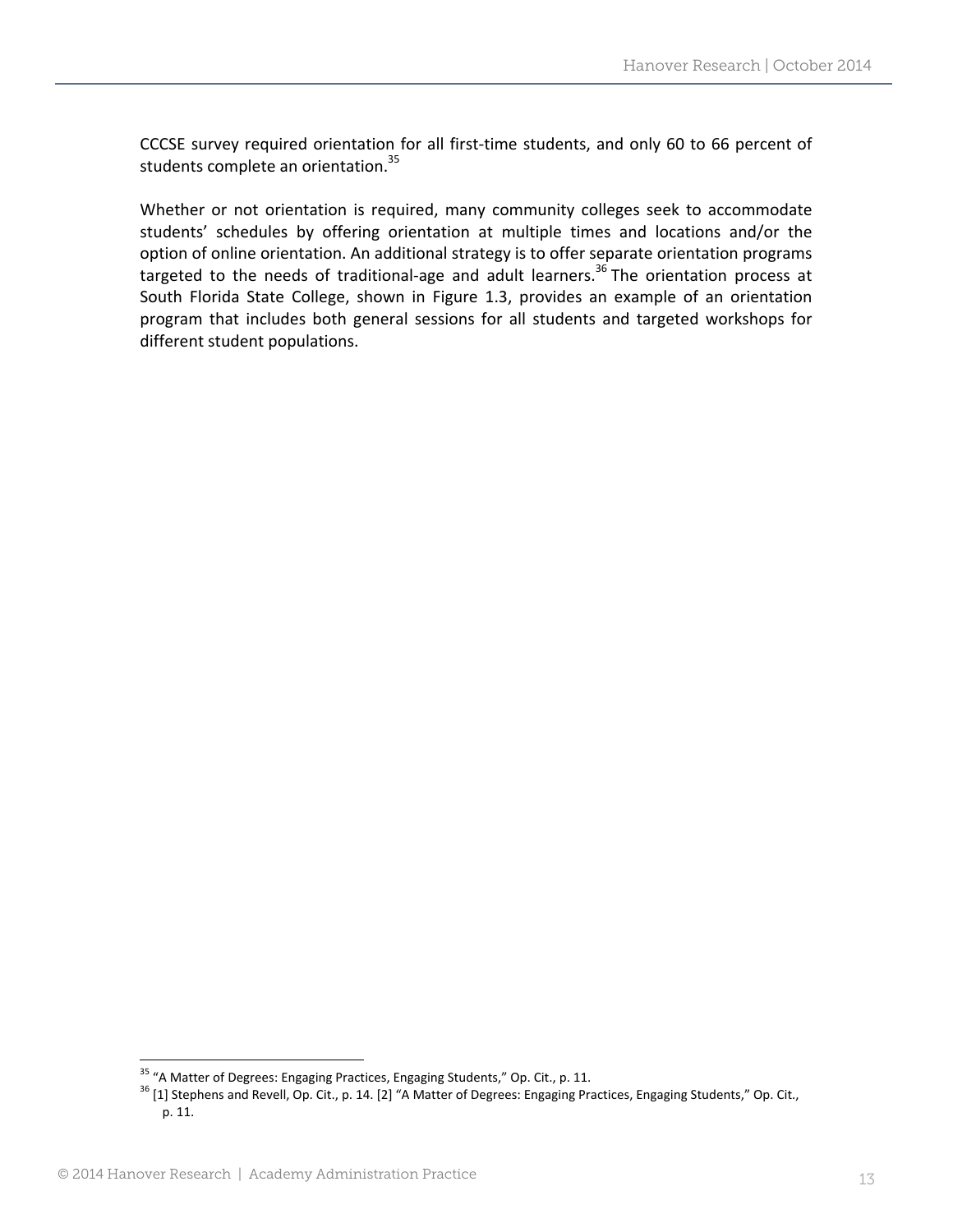CCCSE survey required orientation for all first-time students, and only 60 to 66 percent of students complete an orientation.[35]

Whether or not orientation is required, many community colleges seek to accommodate students' schedules by offering orientation at multiple times and locations and/or the option of online orientation. An additional strategy is to offer separate orientation programs targeted to the needs of traditional-age and adult learners.[36] The orientation process at South Florida State College, shown in Figure 1.3, provides an example of an orientation program that includes both general sessions for all students and targeted workshops for different student populations.

---

[35] "A Matter of Degrees: Engaging Practices, Engaging Students," Op. Cit., p. 11.

[36] [1] Stephens and Revell, Op. Cit., p. 14. [2] "A Matter of Degrees: Engaging Practices, Engaging Students," Op. Cit., p. 11.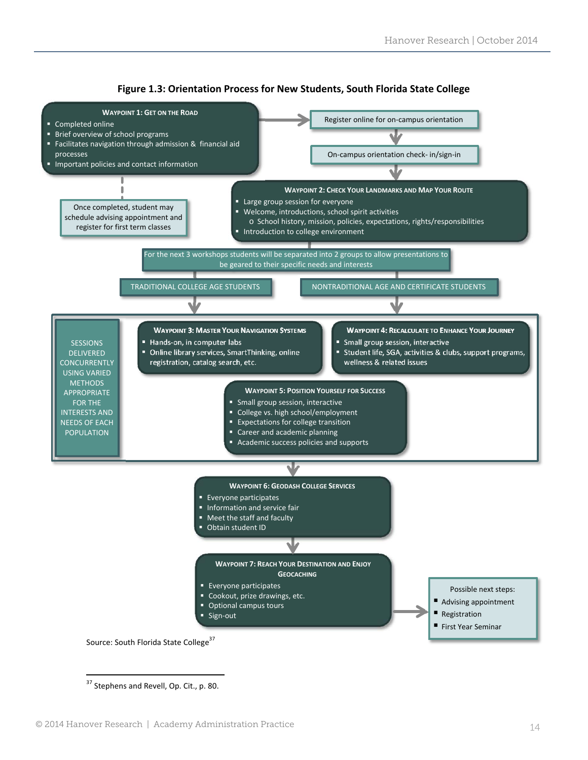**Figure 1.3: Orientation Process for New Students, South Florida State College**

**WAYPOINT 1: GET ON THE ROAD**
- Completed online
- Brief overview of school programs
- Facilitates navigation through admission & financial aid processes
- Important policies and contact information

Once completed, student may schedule advising appointment and register for first term classes

Register online for on-campus orientation

On-campus orientation check- in/sign-in

**WAYPOINT 2: CHECK YOUR LANDMARKS AND MAP YOUR ROUTE**
- Large group session for everyone
- Welcome, introductions, school spirit activities
  - School history, mission, policies, expectations, rights/responsibilities
- Introduction to college environment

For the next 3 workshops students will be separated into 2 groups to allow presentations to be geared to their specific needs and interests

TRADITIONAL COLLEGE AGE STUDENTS

NONTRADITIONAL AGE AND CERTIFICATE STUDENTS

SESSIONS DELIVERED CONCURRENTLY USING VARIED METHODS APPROPRIATE FOR THE INTERESTS AND NEEDS OF EACH POPULATION

**WAYPOINT 3: MASTER YOUR NAVIGATION SYSTEMS**
- Hands-on, in computer labs
- Online library services, SmartThinking, online registration, catalog search, etc.

**WAYPOINT 4: RECALCULATE TO ENHANCE YOUR JOURNEY**
- Small group session, interactive
- Student life, SGA, activities & clubs, support programs, wellness & related issues

**WAYPOINT 5: POSITION YOURSELF FOR SUCCESS**
- Small group session, interactive
- College vs. high school/employment
- Expectations for college transition
- Career and academic planning
- Academic success policies and supports

**WAYPOINT 6: GEODASH COLLEGE SERVICES**
- Everyone participates
- Information and service fair
- Meet the staff and faculty
- Obtain student ID

**WAYPOINT 7: REACH YOUR DESTINATION AND ENJOY GEOCACHING**
- Everyone participates
- Cookout, prize drawings, etc.
- Optional campus tours
- Sign-out

Possible next steps:
- Advising appointment
- Registration
- First Year Seminar

Source: South Florida State College[37]

[37] Stephens and Revell, Op. Cit., p. 80.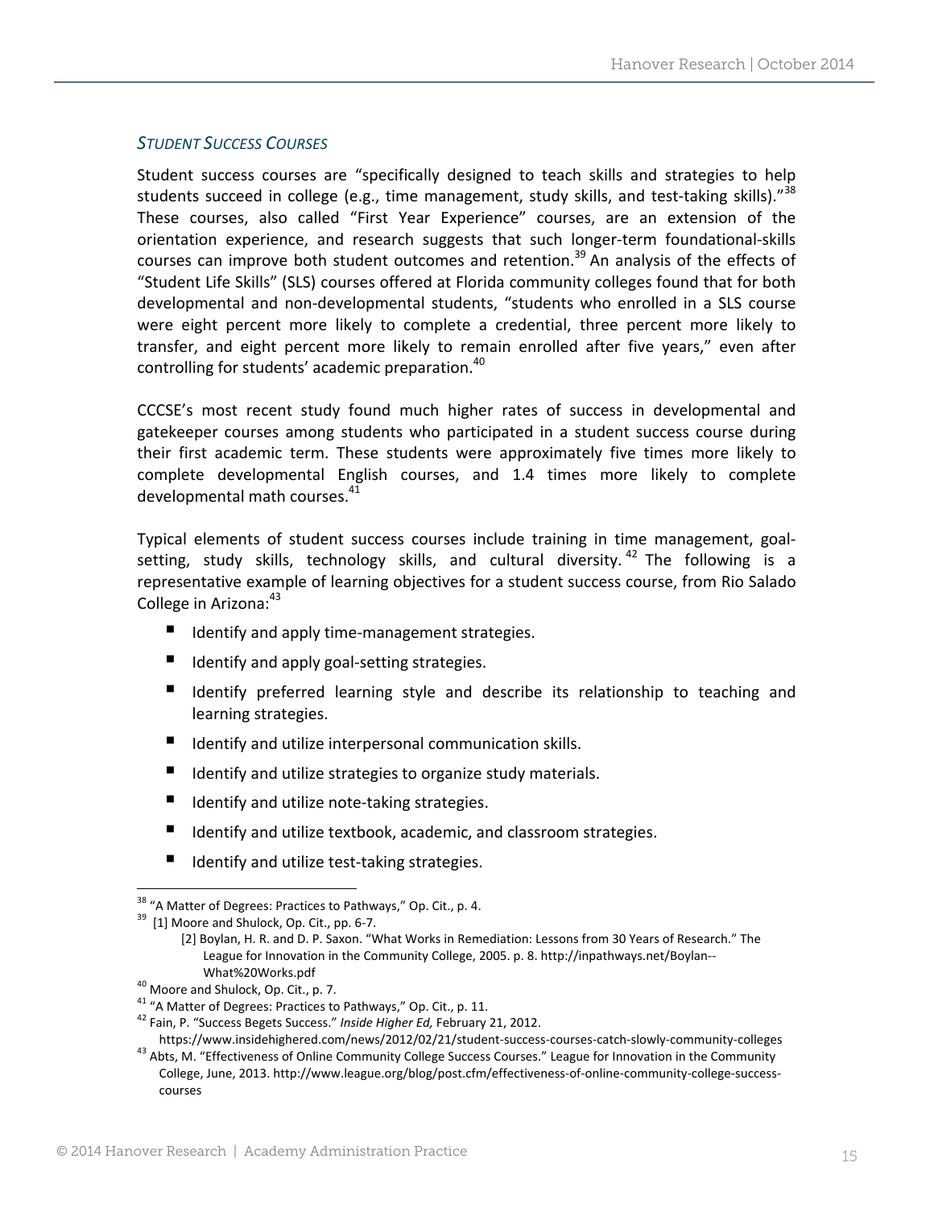### *STUDENT SUCCESS COURSES*

Student success courses are "specifically designed to teach skills and strategies to help students succeed in college (e.g., time management, study skills, and test-taking skills)."[38] These courses, also called "First Year Experience" courses, are an extension of the orientation experience, and research suggests that such longer-term foundational-skills courses can improve both student outcomes and retention.[39] An analysis of the effects of "Student Life Skills" (SLS) courses offered at Florida community colleges found that for both developmental and non-developmental students, "students who enrolled in a SLS course were eight percent more likely to complete a credential, three percent more likely to transfer, and eight percent more likely to remain enrolled after five years," even after controlling for students' academic preparation.[40]

CCCSE's most recent study found much higher rates of success in developmental and gatekeeper courses among students who participated in a student success course during their first academic term. These students were approximately five times more likely to complete developmental English courses, and 1.4 times more likely to complete developmental math courses.[41]

Typical elements of student success courses include training in time management, goal-setting, study skills, technology skills, and cultural diversity.[42] The following is a representative example of learning objectives for a student success course, from Rio Salado College in Arizona:[43]

- Identify and apply time-management strategies.
- Identify and apply goal-setting strategies.
- Identify preferred learning style and describe its relationship to teaching and learning strategies.
- Identify and utilize interpersonal communication skills.
- Identify and utilize strategies to organize study materials.
- Identify and utilize note-taking strategies.
- Identify and utilize textbook, academic, and classroom strategies.
- Identify and utilize test-taking strategies.

---

[38] "A Matter of Degrees: Practices to Pathways," Op. Cit., p. 4.

[39] [1] Moore and Shulock, Op. Cit., pp. 6-7.
[2] Boylan, H. R. and D. P. Saxon. "What Works in Remediation: Lessons from 30 Years of Research." The League for Innovation in the Community College, 2005. p. 8. http://inpathways.net/Boylan--What%20Works.pdf

[40] Moore and Shulock, Op. Cit., p. 7.

[41] "A Matter of Degrees: Practices to Pathways," Op. Cit., p. 11.

[42] Fain, P. "Success Begets Success." *Inside Higher Ed,* February 21, 2012. https://www.insidehighered.com/news/2012/02/21/student-success-courses-catch-slowly-community-colleges

[43] Abts, M. "Effectiveness of Online Community College Success Courses." League for Innovation in the Community College, June, 2013. http://www.league.org/blog/post.cfm/effectiveness-of-online-community-college-success-courses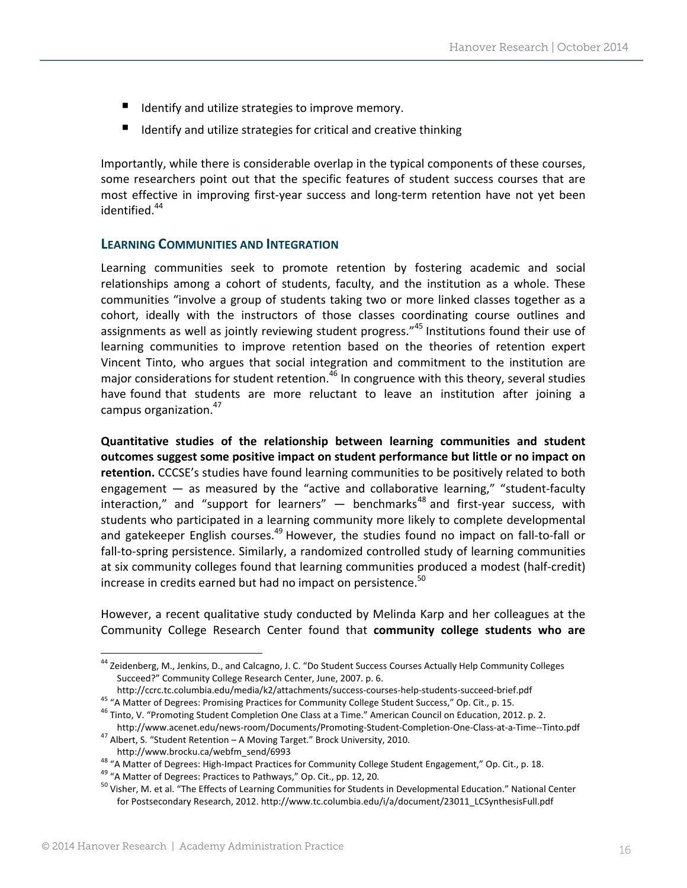- Identify and utilize strategies to improve memory.
- Identify and utilize strategies for critical and creative thinking

Importantly, while there is considerable overlap in the typical components of these courses, some researchers point out that the specific features of student success courses that are most effective in improving first-year success and long-term retention have not yet been identified.[44]

### LEARNING COMMUNITIES AND INTEGRATION

Learning communities seek to promote retention by fostering academic and social relationships among a cohort of students, faculty, and the institution as a whole. These communities "involve a group of students taking two or more linked classes together as a cohort, ideally with the instructors of those classes coordinating course outlines and assignments as well as jointly reviewing student progress."[45] Institutions found their use of learning communities to improve retention based on the theories of retention expert Vincent Tinto, who argues that social integration and commitment to the institution are major considerations for student retention.[46] In congruence with this theory, several studies have found that students are more reluctant to leave an institution after joining a campus organization.[47]

**Quantitative studies of the relationship between learning communities and student outcomes suggest some positive impact on student performance but little or no impact on retention.** CCCSE's studies have found learning communities to be positively related to both engagement — as measured by the "active and collaborative learning," "student-faculty interaction," and "support for learners" — benchmarks[48] and first-year success, with students who participated in a learning community more likely to complete developmental and gatekeeper English courses.[49] However, the studies found no impact on fall-to-fall or fall-to-spring persistence. Similarly, a randomized controlled study of learning communities at six community colleges found that learning communities produced a modest (half-credit) increase in credits earned but had no impact on persistence.[50]

However, a recent qualitative study conducted by Melinda Karp and her colleagues at the Community College Research Center found that **community college students who are**

---

[44] Zeidenberg, M., Jenkins, D., and Calcagno, J. C. "Do Student Success Courses Actually Help Community Colleges Succeed?" Community College Research Center, June, 2007. p. 6. http://ccrc.tc.columbia.edu/media/k2/attachments/success-courses-help-students-succeed-brief.pdf

[45] "A Matter of Degrees: Promising Practices for Community College Student Success," Op. Cit., p. 15.

[46] Tinto, V. "Promoting Student Completion One Class at a Time." American Council on Education, 2012. p. 2. http://www.acenet.edu/news-room/Documents/Promoting-Student-Completion-One-Class-at-a-Time--Tinto.pdf

[47] Albert, S. "Student Retention – A Moving Target." Brock University, 2010. http://www.brocku.ca/webfm_send/6993

[48] "A Matter of Degrees: High-Impact Practices for Community College Student Engagement," Op. Cit., p. 18.

[49] "A Matter of Degrees: Practices to Pathways," Op. Cit., pp. 12, 20.

[50] Visher, M. et al. "The Effects of Learning Communities for Students in Developmental Education." National Center for Postsecondary Research, 2012. http://www.tc.columbia.edu/i/a/document/23011_LCSynthesisFull.pdf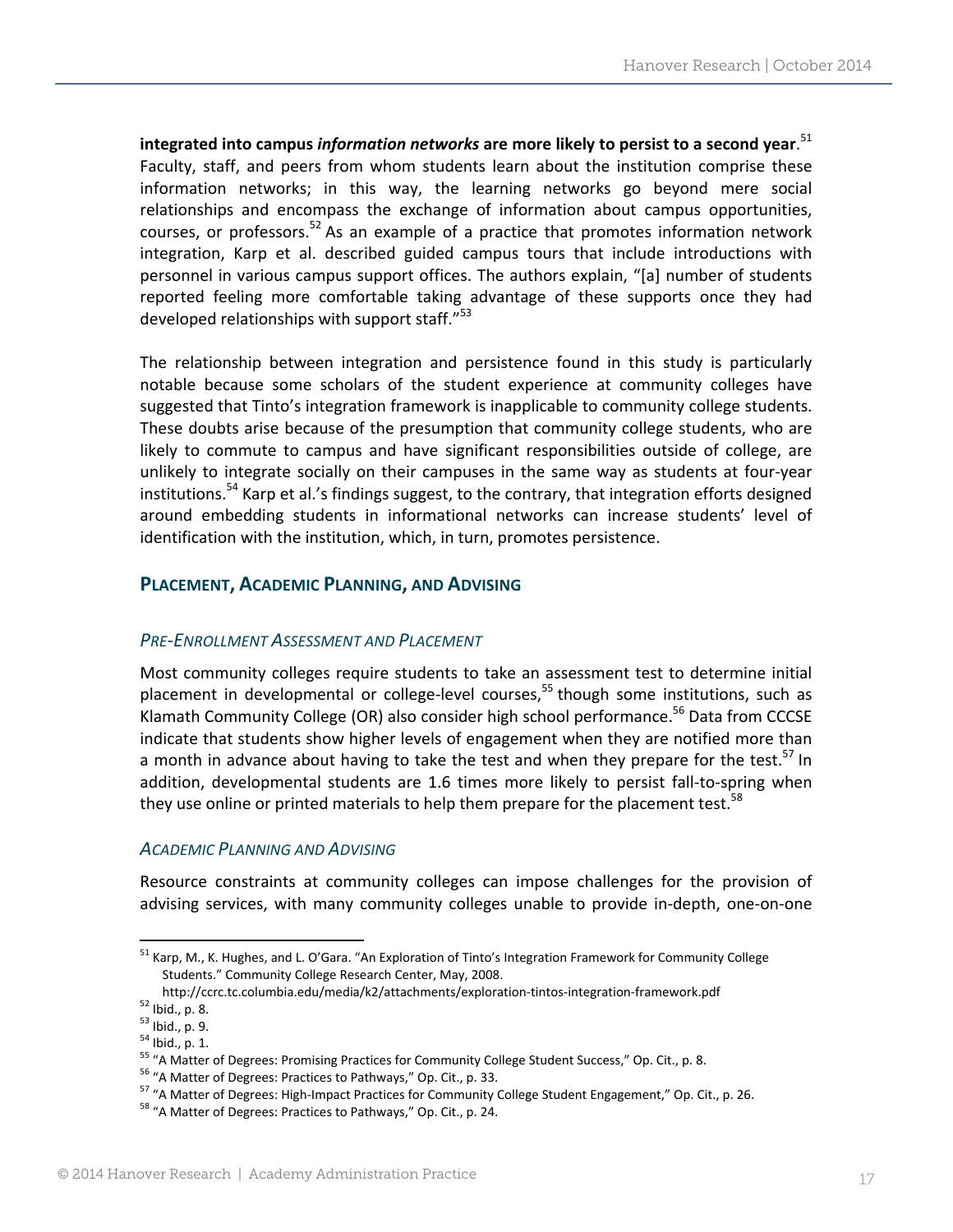**integrated into campus *information networks* are more likely to persist to a second year**.[51] Faculty, staff, and peers from whom students learn about the institution comprise these information networks; in this way, the learning networks go beyond mere social relationships and encompass the exchange of information about campus opportunities, courses, or professors.[52] As an example of a practice that promotes information network integration, Karp et al. described guided campus tours that include introductions with personnel in various campus support offices. The authors explain, "[a] number of students reported feeling more comfortable taking advantage of these supports once they had developed relationships with support staff."[53]

The relationship between integration and persistence found in this study is particularly notable because some scholars of the student experience at community colleges have suggested that Tinto's integration framework is inapplicable to community college students. These doubts arise because of the presumption that community college students, who are likely to commute to campus and have significant responsibilities outside of college, are unlikely to integrate socially on their campuses in the same way as students at four-year institutions.[54] Karp et al.'s findings suggest, to the contrary, that integration efforts designed around embedding students in informational networks can increase students' level of identification with the institution, which, in turn, promotes persistence.

## PLACEMENT, ACADEMIC PLANNING, AND ADVISING

### *PRE-ENROLLMENT ASSESSMENT AND PLACEMENT*

Most community colleges require students to take an assessment test to determine initial placement in developmental or college-level courses,[55] though some institutions, such as Klamath Community College (OR) also consider high school performance.[56] Data from CCCSE indicate that students show higher levels of engagement when they are notified more than a month in advance about having to take the test and when they prepare for the test.[57] In addition, developmental students are 1.6 times more likely to persist fall-to-spring when they use online or printed materials to help them prepare for the placement test.[58]

### *ACADEMIC PLANNING AND ADVISING*

Resource constraints at community colleges can impose challenges for the provision of advising services, with many community colleges unable to provide in-depth, one-on-one

---

[51] Karp, M., K. Hughes, and L. O'Gara. "An Exploration of Tinto's Integration Framework for Community College Students." Community College Research Center, May, 2008. http://ccrc.tc.columbia.edu/media/k2/attachments/exploration-tintos-integration-framework.pdf

[52] Ibid., p. 8.

[53] Ibid., p. 9.

[54] Ibid., p. 1.

[55] "A Matter of Degrees: Promising Practices for Community College Student Success," Op. Cit., p. 8.

[56] "A Matter of Degrees: Practices to Pathways," Op. Cit., p. 33.

[57] "A Matter of Degrees: High-Impact Practices for Community College Student Engagement," Op. Cit., p. 26.

[58] "A Matter of Degrees: Practices to Pathways," Op. Cit., p. 24.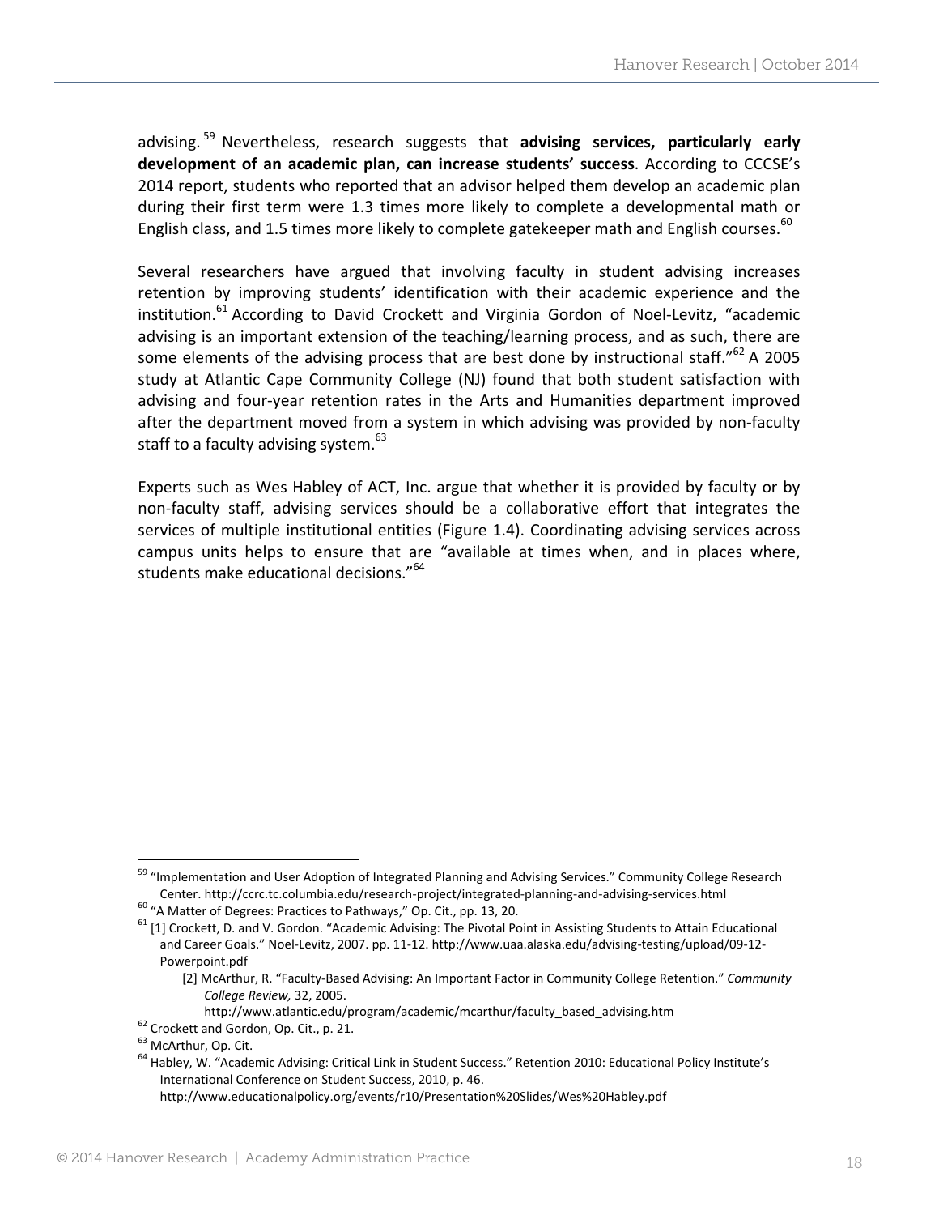advising.[59] Nevertheless, research suggests that **advising services, particularly early development of an academic plan, can increase students' success**. According to CCCSE's 2014 report, students who reported that an advisor helped them develop an academic plan during their first term were 1.3 times more likely to complete a developmental math or English class, and 1.5 times more likely to complete gatekeeper math and English courses.[60]

Several researchers have argued that involving faculty in student advising increases retention by improving students' identification with their academic experience and the institution.[61] According to David Crockett and Virginia Gordon of Noel-Levitz, "academic advising is an important extension of the teaching/learning process, and as such, there are some elements of the advising process that are best done by instructional staff."[62] A 2005 study at Atlantic Cape Community College (NJ) found that both student satisfaction with advising and four-year retention rates in the Arts and Humanities department improved after the department moved from a system in which advising was provided by non-faculty staff to a faculty advising system.[63]

Experts such as Wes Habley of ACT, Inc. argue that whether it is provided by faculty or by non-faculty staff, advising services should be a collaborative effort that integrates the services of multiple institutional entities (Figure 1.4). Coordinating advising services across campus units helps to ensure that are "available at times when, and in places where, students make educational decisions."[64]

---

[59] "Implementation and User Adoption of Integrated Planning and Advising Services." Community College Research Center. http://ccrc.tc.columbia.edu/research-project/integrated-planning-and-advising-services.html

[60] "A Matter of Degrees: Practices to Pathways," Op. Cit., pp. 13, 20.

[61] [1] Crockett, D. and V. Gordon. "Academic Advising: The Pivotal Point in Assisting Students to Attain Educational and Career Goals." Noel-Levitz, 2007. pp. 11-12. http://www.uaa.alaska.edu/advising-testing/upload/09-12-Powerpoint.pdf

[2] McArthur, R. "Faculty-Based Advising: An Important Factor in Community College Retention." *Community College Review,* 32, 2005. http://www.atlantic.edu/program/academic/mcarthur/faculty_based_advising.htm

[62] Crockett and Gordon, Op. Cit., p. 21.

[63] McArthur, Op. Cit.

[64] Habley, W. "Academic Advising: Critical Link in Student Success." Retention 2010: Educational Policy Institute's International Conference on Student Success, 2010, p. 46. http://www.educationalpolicy.org/events/r10/Presentation%20Slides/Wes%20Habley.pdf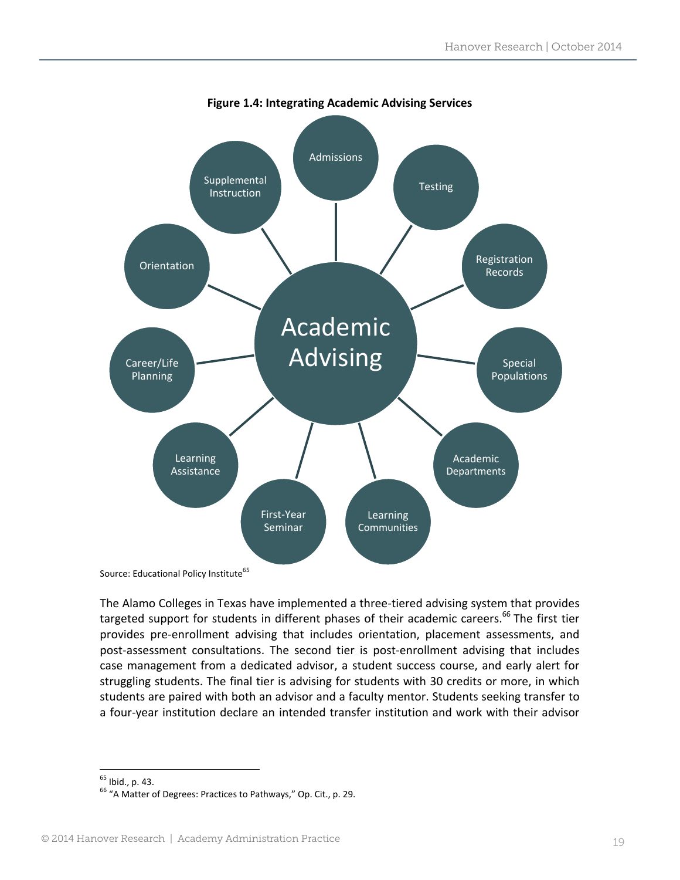**Figure 1.4: Integrating Academic Advising Services**

Academic Advising

Admissions

Testing

Registration Records

Special Populations

Academic Departments

Learning Communities

First-Year Seminar

Learning Assistance

Career/Life Planning

Orientation

Supplemental Instruction

Source: Educational Policy Institute[65]

The Alamo Colleges in Texas have implemented a three-tiered advising system that provides targeted support for students in different phases of their academic careers.[66] The first tier provides pre-enrollment advising that includes orientation, placement assessments, and post-assessment consultations. The second tier is post-enrollment advising that includes case management from a dedicated advisor, a student success course, and early alert for struggling students. The final tier is advising for students with 30 credits or more, in which students are paired with both an advisor and a faculty mentor. Students seeking transfer to a four-year institution declare an intended transfer institution and work with their advisor

---

[65] Ibid., p. 43.

[66] "A Matter of Degrees: Practices to Pathways," Op. Cit., p. 29.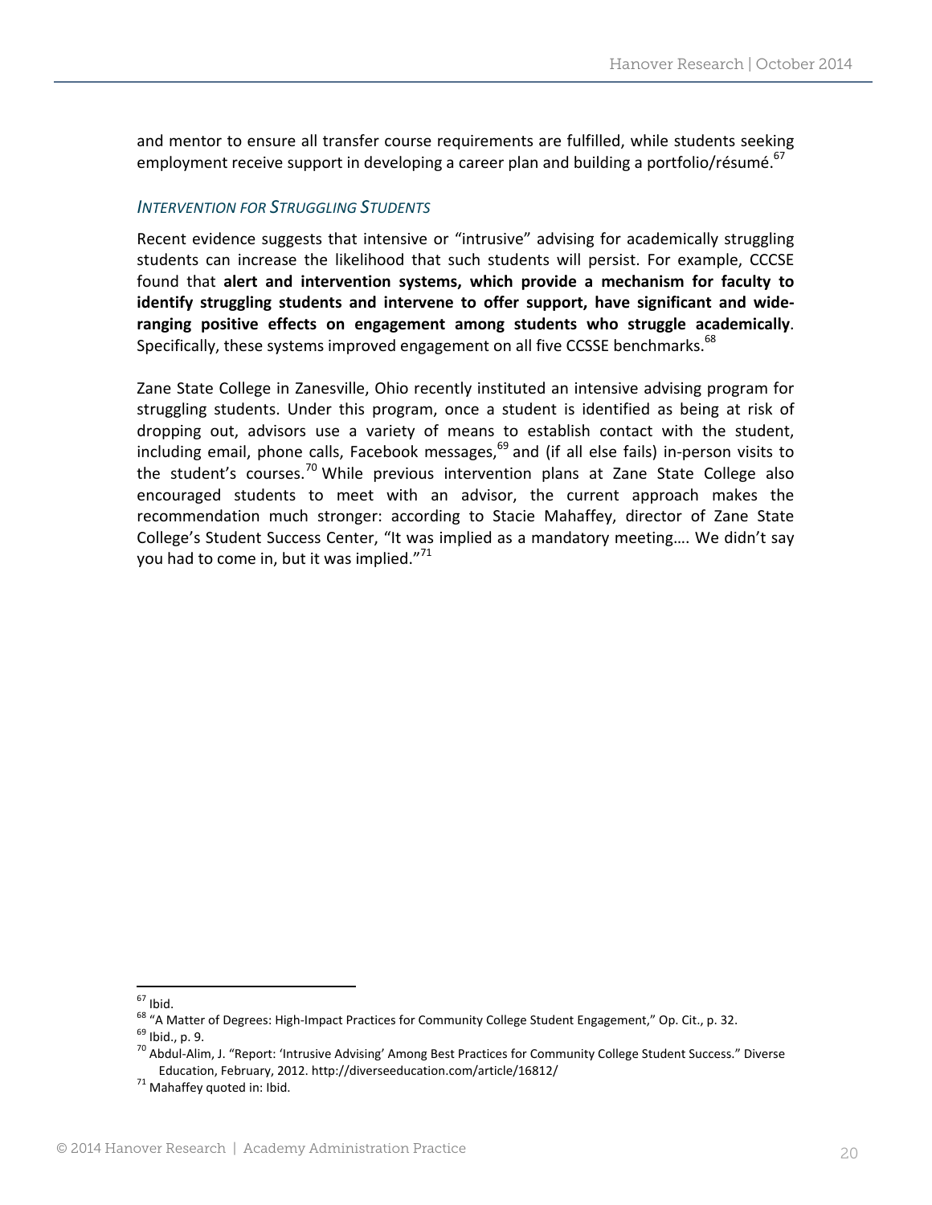and mentor to ensure all transfer course requirements are fulfilled, while students seeking employment receive support in developing a career plan and building a portfolio/résumé.[67]

### *Intervention for Struggling Students*

Recent evidence suggests that intensive or "intrusive" advising for academically struggling students can increase the likelihood that such students will persist. For example, CCCSE found that **alert and intervention systems, which provide a mechanism for faculty to identify struggling students and intervene to offer support, have significant and wide-ranging positive effects on engagement among students who struggle academically**. Specifically, these systems improved engagement on all five CCSSE benchmarks.[68]

Zane State College in Zanesville, Ohio recently instituted an intensive advising program for struggling students. Under this program, once a student is identified as being at risk of dropping out, advisors use a variety of means to establish contact with the student, including email, phone calls, Facebook messages,[69] and (if all else fails) in-person visits to the student's courses.[70] While previous intervention plans at Zane State College also encouraged students to meet with an advisor, the current approach makes the recommendation much stronger: according to Stacie Mahaffey, director of Zane State College's Student Success Center, "It was implied as a mandatory meeting…. We didn't say you had to come in, but it was implied."[71]

---

[67] Ibid.

[68] "A Matter of Degrees: High-Impact Practices for Community College Student Engagement," Op. Cit., p. 32.

[69] Ibid., p. 9.

[70] Abdul-Alim, J. "Report: 'Intrusive Advising' Among Best Practices for Community College Student Success." Diverse Education, February, 2012. http://diverseeducation.com/article/16812/

[71] Mahaffey quoted in: Ibid.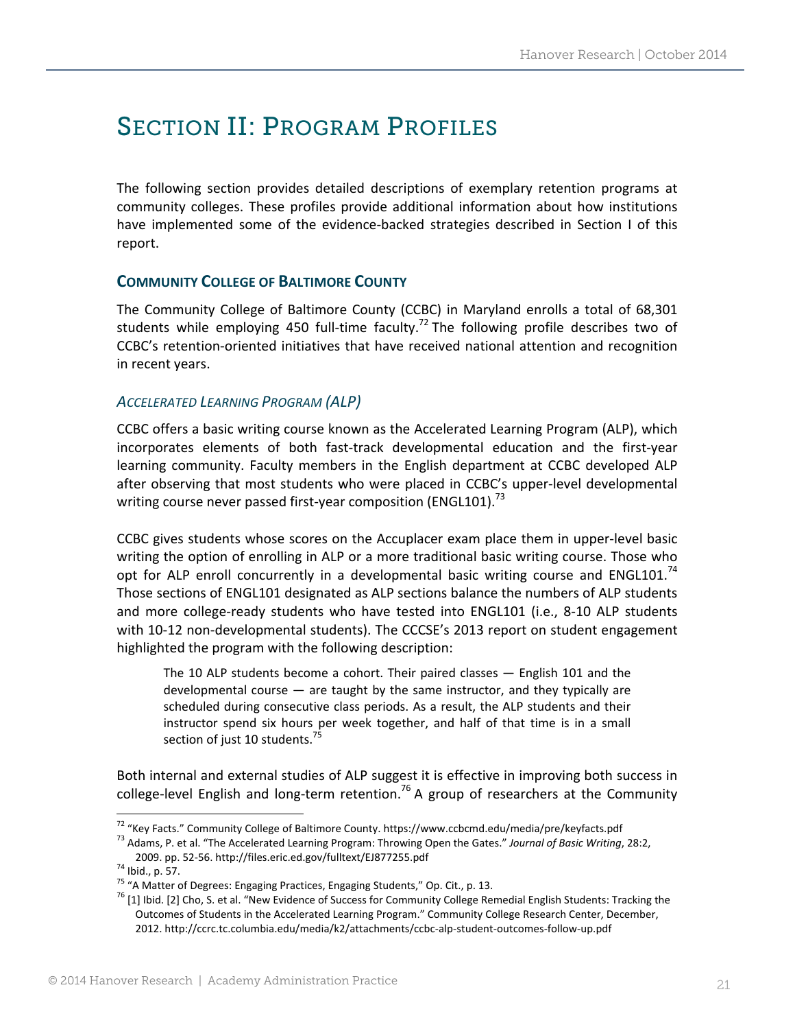# Section II: Program Profiles

The following section provides detailed descriptions of exemplary retention programs at community colleges. These profiles provide additional information about how institutions have implemented some of the evidence-backed strategies described in Section I of this report.

## Community College of Baltimore County

The Community College of Baltimore County (CCBC) in Maryland enrolls a total of 68,301 students while employing 450 full-time faculty.[72] The following profile describes two of CCBC's retention-oriented initiatives that have received national attention and recognition in recent years.

### *Accelerated Learning Program (ALP)*

CCBC offers a basic writing course known as the Accelerated Learning Program (ALP), which incorporates elements of both fast-track developmental education and the first-year learning community. Faculty members in the English department at CCBC developed ALP after observing that most students who were placed in CCBC's upper-level developmental writing course never passed first-year composition (ENGL101).[73]

CCBC gives students whose scores on the Accuplacer exam place them in upper-level basic writing the option of enrolling in ALP or a more traditional basic writing course. Those who opt for ALP enroll concurrently in a developmental basic writing course and ENGL101.[74] Those sections of ENGL101 designated as ALP sections balance the numbers of ALP students and more college-ready students who have tested into ENGL101 (i.e., 8-10 ALP students with 10-12 non-developmental students). The CCCSE's 2013 report on student engagement highlighted the program with the following description:

> The 10 ALP students become a cohort. Their paired classes — English 101 and the developmental course — are taught by the same instructor, and they typically are scheduled during consecutive class periods. As a result, the ALP students and their instructor spend six hours per week together, and half of that time is in a small section of just 10 students.[75]

Both internal and external studies of ALP suggest it is effective in improving both success in college-level English and long-term retention.[76] A group of researchers at the Community

---

[72] "Key Facts." Community College of Baltimore County. https://www.ccbcmd.edu/media/pre/keyfacts.pdf

[73] Adams, P. et al. "The Accelerated Learning Program: Throwing Open the Gates." *Journal of Basic Writing*, 28:2, 2009. pp. 52-56. http://files.eric.ed.gov/fulltext/EJ877255.pdf

[74] Ibid., p. 57.

[75] "A Matter of Degrees: Engaging Practices, Engaging Students," Op. Cit., p. 13.

[76] [1] Ibid. [2] Cho, S. et al. "New Evidence of Success for Community College Remedial English Students: Tracking the Outcomes of Students in the Accelerated Learning Program." Community College Research Center, December, 2012. http://ccrc.tc.columbia.edu/media/k2/attachments/ccbc-alp-student-outcomes-follow-up.pdf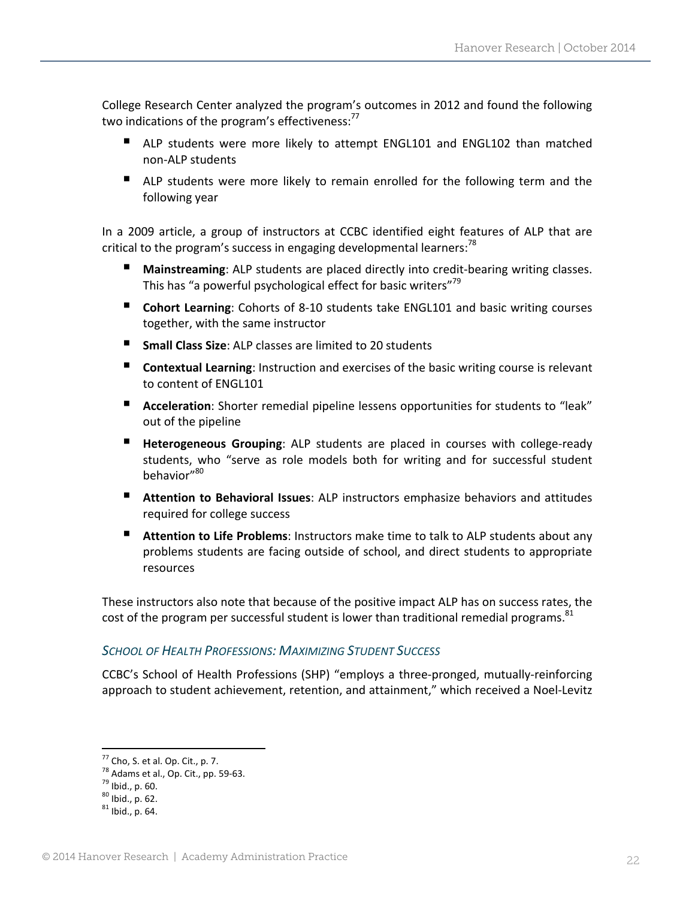College Research Center analyzed the program's outcomes in 2012 and found the following two indications of the program's effectiveness:[77]

- ALP students were more likely to attempt ENGL101 and ENGL102 than matched non-ALP students
- ALP students were more likely to remain enrolled for the following term and the following year

In a 2009 article, a group of instructors at CCBC identified eight features of ALP that are critical to the program's success in engaging developmental learners:[78]

- **Mainstreaming**: ALP students are placed directly into credit-bearing writing classes. This has "a powerful psychological effect for basic writers"[79]
- **Cohort Learning**: Cohorts of 8-10 students take ENGL101 and basic writing courses together, with the same instructor
- **Small Class Size**: ALP classes are limited to 20 students
- **Contextual Learning**: Instruction and exercises of the basic writing course is relevant to content of ENGL101
- **Acceleration**: Shorter remedial pipeline lessens opportunities for students to "leak" out of the pipeline
- **Heterogeneous Grouping**: ALP students are placed in courses with college-ready students, who "serve as role models both for writing and for successful student behavior"[80]
- **Attention to Behavioral Issues**: ALP instructors emphasize behaviors and attitudes required for college success
- **Attention to Life Problems**: Instructors make time to talk to ALP students about any problems students are facing outside of school, and direct students to appropriate resources

These instructors also note that because of the positive impact ALP has on success rates, the cost of the program per successful student is lower than traditional remedial programs.[81]

### *School of Health Professions: Maximizing Student Success*

CCBC's School of Health Professions (SHP) "employs a three-pronged, mutually-reinforcing approach to student achievement, retention, and attainment," which received a Noel-Levitz

---

[77] Cho, S. et al. Op. Cit., p. 7.
[78] Adams et al., Op. Cit., pp. 59-63.
[79] Ibid., p. 60.
[80] Ibid., p. 62.
[81] Ibid., p. 64.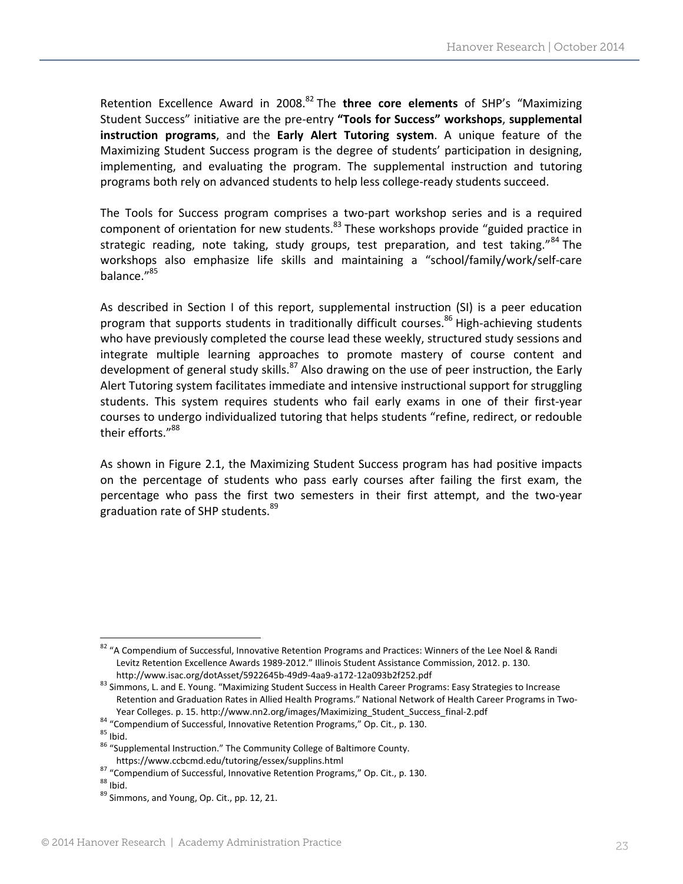Retention Excellence Award in 2008.[82] The **three core elements** of SHP's "Maximizing Student Success" initiative are the pre-entry **"Tools for Success" workshops**, **supplemental instruction programs**, and the **Early Alert Tutoring system**. A unique feature of the Maximizing Student Success program is the degree of students' participation in designing, implementing, and evaluating the program. The supplemental instruction and tutoring programs both rely on advanced students to help less college-ready students succeed.

The Tools for Success program comprises a two-part workshop series and is a required component of orientation for new students.[83] These workshops provide "guided practice in strategic reading, note taking, study groups, test preparation, and test taking."[84] The workshops also emphasize life skills and maintaining a "school/family/work/self-care balance."[85]

As described in Section I of this report, supplemental instruction (SI) is a peer education program that supports students in traditionally difficult courses.[86] High-achieving students who have previously completed the course lead these weekly, structured study sessions and integrate multiple learning approaches to promote mastery of course content and development of general study skills.[87] Also drawing on the use of peer instruction, the Early Alert Tutoring system facilitates immediate and intensive instructional support for struggling students. This system requires students who fail early exams in one of their first-year courses to undergo individualized tutoring that helps students "refine, redirect, or redouble their efforts."[88]

As shown in Figure 2.1, the Maximizing Student Success program has had positive impacts on the percentage of students who pass early courses after failing the first exam, the percentage who pass the first two semesters in their first attempt, and the two-year graduation rate of SHP students.[89]

---

[82] "A Compendium of Successful, Innovative Retention Programs and Practices: Winners of the Lee Noel & Randi Levitz Retention Excellence Awards 1989-2012." Illinois Student Assistance Commission, 2012. p. 130. http://www.isac.org/dotAsset/5922645b-49d9-4aa9-a172-12a093b2f252.pdf

[83] Simmons, L. and E. Young. "Maximizing Student Success in Health Career Programs: Easy Strategies to Increase Retention and Graduation Rates in Allied Health Programs." National Network of Health Career Programs in Two-Year Colleges. p. 15. http://www.nn2.org/images/Maximizing_Student_Success_final-2.pdf

[84] "Compendium of Successful, Innovative Retention Programs," Op. Cit., p. 130.

[85] Ibid.

[86] "Supplemental Instruction." The Community College of Baltimore County. https://www.ccbcmd.edu/tutoring/essex/supplins.html

[87] "Compendium of Successful, Innovative Retention Programs," Op. Cit., p. 130.

[88] Ibid.

[89] Simmons, and Young, Op. Cit., pp. 12, 21.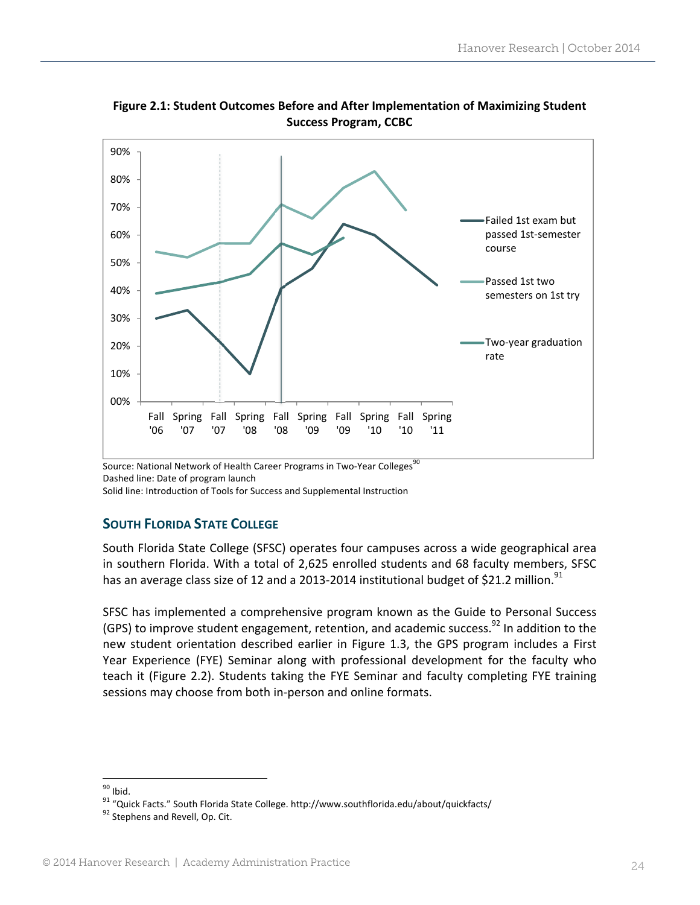**Figure 2.1: Student Outcomes Before and After Implementation of Maximizing Student Success Program, CCBC**

Source: National Network of Health Career Programs in Two-Year Colleges[90]
Dashed line: Date of program launch
Solid line: Introduction of Tools for Success and Supplemental Instruction

## South Florida State College

South Florida State College (SFSC) operates four campuses across a wide geographical area in southern Florida. With a total of 2,625 enrolled students and 68 faculty members, SFSC has an average class size of 12 and a 2013-2014 institutional budget of $21.2 million.[91]

SFSC has implemented a comprehensive program known as the Guide to Personal Success (GPS) to improve student engagement, retention, and academic success.[92] In addition to the new student orientation described earlier in Figure 1.3, the GPS program includes a First Year Experience (FYE) Seminar along with professional development for the faculty who teach it (Figure 2.2). Students taking the FYE Seminar and faculty completing FYE training sessions may choose from both in-person and online formats.

---

[90] Ibid.

[91] "Quick Facts." South Florida State College. http://www.southflorida.edu/about/quickfacts/

[92] Stephens and Revell, Op. Cit.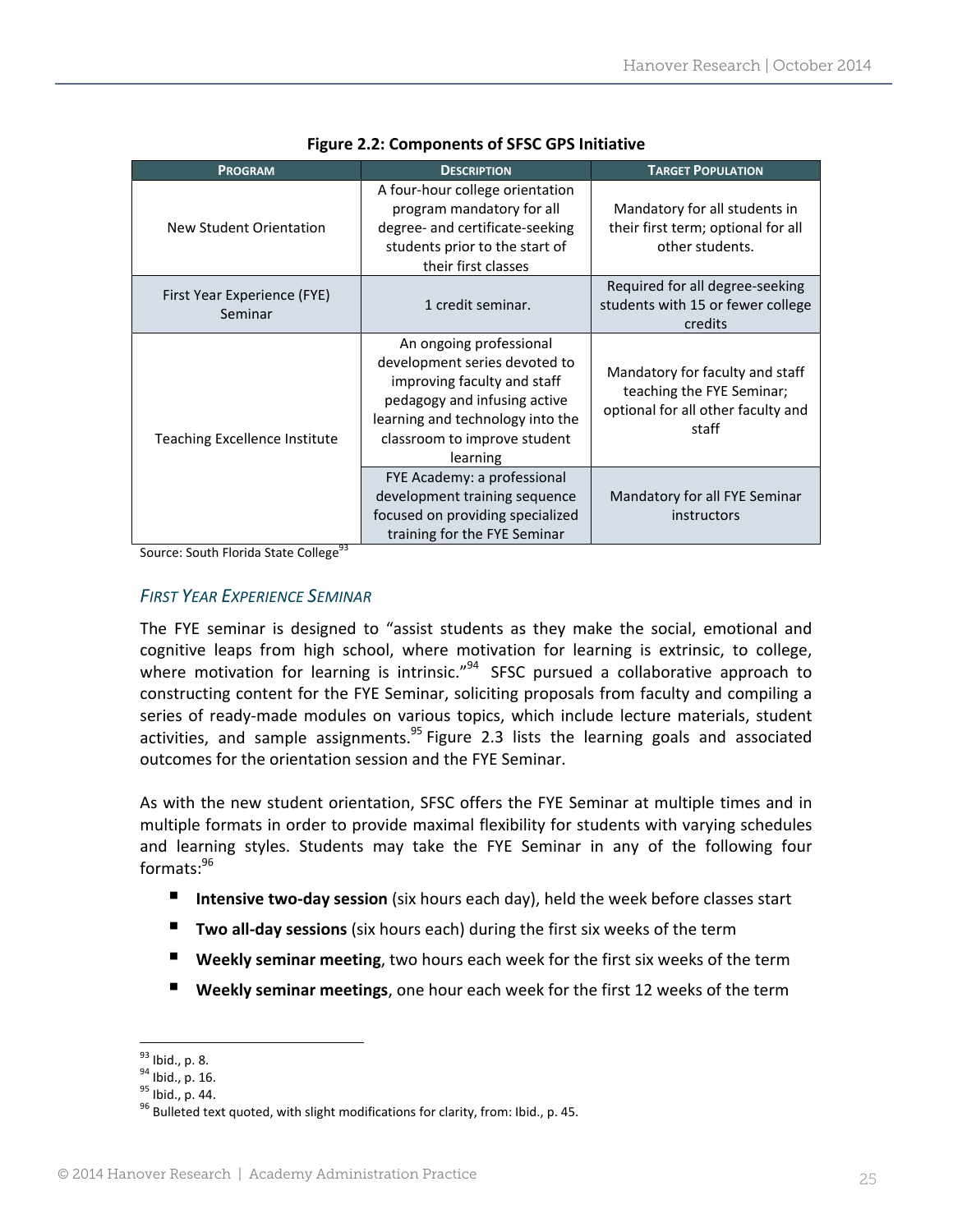**Figure 2.2: Components of SFSC GPS Initiative**

| PROGRAM | DESCRIPTION | TARGET POPULATION |
|---|---|---|
| New Student Orientation | A four-hour college orientation program mandatory for all degree- and certificate-seeking students prior to the start of their first classes | Mandatory for all students in their first term; optional for all other students. |
| First Year Experience (FYE) Seminar | 1 credit seminar. | Required for all degree-seeking students with 15 or fewer college credits |
| Teaching Excellence Institute | An ongoing professional development series devoted to improving faculty and staff pedagogy and infusing active learning and technology into the classroom to improve student learning | Mandatory for faculty and staff teaching the FYE Seminar; optional for all other faculty and staff |
| | FYE Academy: a professional development training sequence focused on providing specialized training for the FYE Seminar | Mandatory for all FYE Seminar instructors |

Source: South Florida State College[93]

### *First Year Experience Seminar*

The FYE seminar is designed to "assist students as they make the social, emotional and cognitive leaps from high school, where motivation for learning is extrinsic, to college, where motivation for learning is intrinsic."[94] SFSC pursued a collaborative approach to constructing content for the FYE Seminar, soliciting proposals from faculty and compiling a series of ready-made modules on various topics, which include lecture materials, student activities, and sample assignments.[95] Figure 2.3 lists the learning goals and associated outcomes for the orientation session and the FYE Seminar.

As with the new student orientation, SFSC offers the FYE Seminar at multiple times and in multiple formats in order to provide maximal flexibility for students with varying schedules and learning styles. Students may take the FYE Seminar in any of the following four formats:[96]

- **Intensive two-day session** (six hours each day), held the week before classes start
- **Two all-day sessions** (six hours each) during the first six weeks of the term
- **Weekly seminar meeting**, two hours each week for the first six weeks of the term
- **Weekly seminar meetings**, one hour each week for the first 12 weeks of the term

---

[93] Ibid., p. 8.
[94] Ibid., p. 16.
[95] Ibid., p. 44.
[96] Bulleted text quoted, with slight modifications for clarity, from: Ibid., p. 45.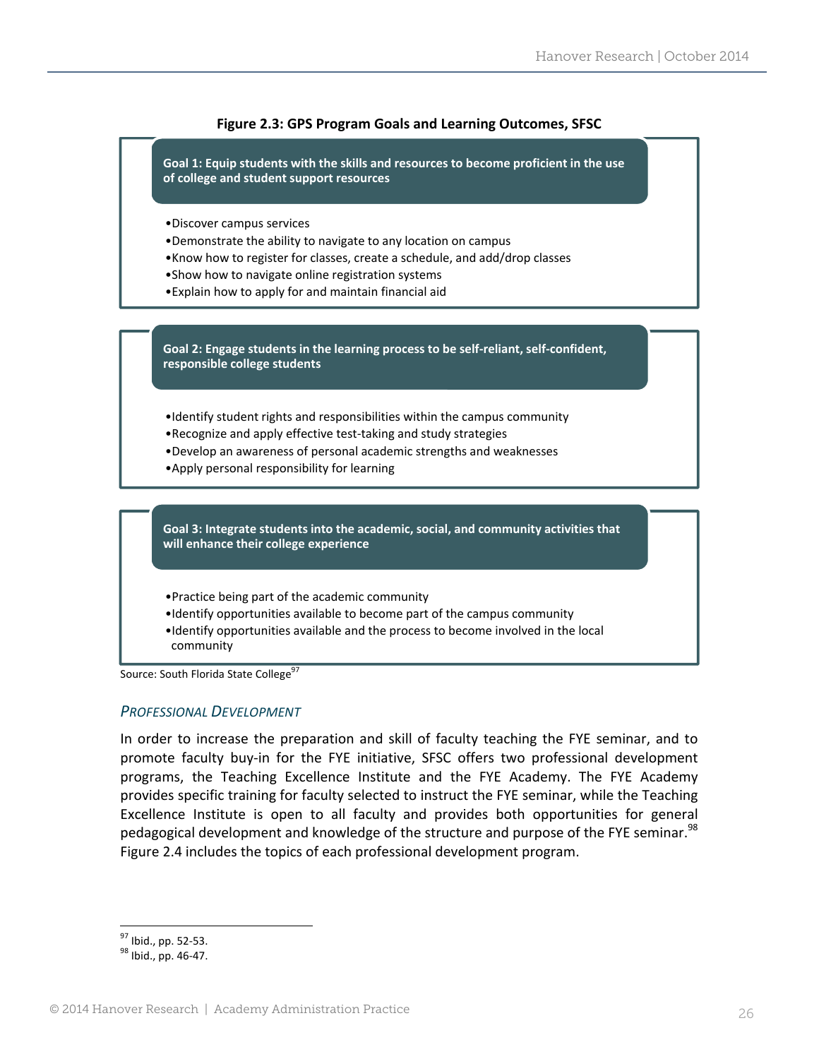**Figure 2.3: GPS Program Goals and Learning Outcomes, SFSC**

**Goal 1: Equip students with the skills and resources to become proficient in the use of college and student support resources**

- Discover campus services
- Demonstrate the ability to navigate to any location on campus
- Know how to register for classes, create a schedule, and add/drop classes
- Show how to navigate online registration systems
- Explain how to apply for and maintain financial aid

**Goal 2: Engage students in the learning process to be self-reliant, self-confident, responsible college students**

- Identify student rights and responsibilities within the campus community
- Recognize and apply effective test-taking and study strategies
- Develop an awareness of personal academic strengths and weaknesses
- Apply personal responsibility for learning

**Goal 3: Integrate students into the academic, social, and community activities that will enhance their college experience**

- Practice being part of the academic community
- Identify opportunities available to become part of the campus community
- Identify opportunities available and the process to become involved in the local community

Source: South Florida State College[97]

### *PROFESSIONAL DEVELOPMENT*

In order to increase the preparation and skill of faculty teaching the FYE seminar, and to promote faculty buy-in for the FYE initiative, SFSC offers two professional development programs, the Teaching Excellence Institute and the FYE Academy. The FYE Academy provides specific training for faculty selected to instruct the FYE seminar, while the Teaching Excellence Institute is open to all faculty and provides both opportunities for general pedagogical development and knowledge of the structure and purpose of the FYE seminar.[98] Figure 2.4 includes the topics of each professional development program.

---

[97] Ibid., pp. 52-53.
[98] Ibid., pp. 46-47.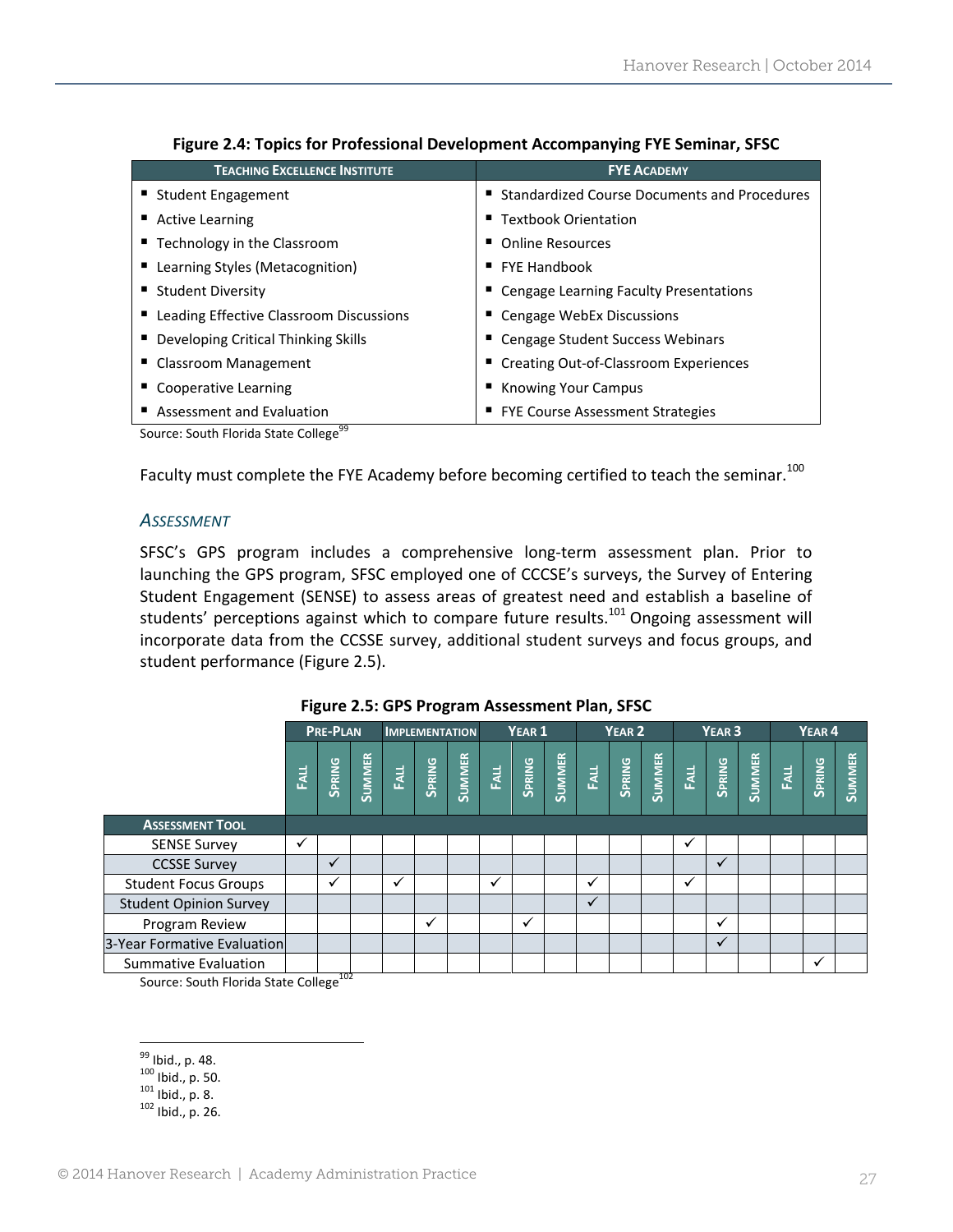**Figure 2.4: Topics for Professional Development Accompanying FYE Seminar, SFSC**

| TEACHING EXCELLENCE INSTITUTE | FYE ACADEMY |
|---|---|
| ▪ Student Engagement | ▪ Standardized Course Documents and Procedures |
| ▪ Active Learning | ▪ Textbook Orientation |
| ▪ Technology in the Classroom | ▪ Online Resources |
| ▪ Learning Styles (Metacognition) | ▪ FYE Handbook |
| ▪ Student Diversity | ▪ Cengage Learning Faculty Presentations |
| ▪ Leading Effective Classroom Discussions | ▪ Cengage WebEx Discussions |
| ▪ Developing Critical Thinking Skills | ▪ Cengage Student Success Webinars |
| ▪ Classroom Management | ▪ Creating Out-of-Classroom Experiences |
| ▪ Cooperative Learning | ▪ Knowing Your Campus |
| ▪ Assessment and Evaluation | ▪ FYE Course Assessment Strategies |

Source: South Florida State College[99]

Faculty must complete the FYE Academy before becoming certified to teach the seminar.[100]

### *ASSESSMENT*

SFSC's GPS program includes a comprehensive long-term assessment plan. Prior to launching the GPS program, SFSC employed one of CCCSE's surveys, the Survey of Entering Student Engagement (SENSE) to assess areas of greatest need and establish a baseline of students' perceptions against which to compare future results.[101] Ongoing assessment will incorporate data from the CCSSE survey, additional student surveys and focus groups, and student performance (Figure 2.5).

**Figure 2.5: GPS Program Assessment Plan, SFSC**

| | PRE-PLAN | | | IMPLEMENTATION | | | YEAR 1 | | | YEAR 2 | | | YEAR 3 | | | YEAR 4 | | |
|---|---|---|---|---|---|---|---|---|---|---|---|---|---|---|---|---|---|---|
| ASSESSMENT TOOL | FALL | SPRING | SUMMER | FALL | SPRING | SUMMER | FALL | SPRING | SUMMER | FALL | SPRING | SUMMER | FALL | SPRING | SUMMER | FALL | SPRING | SUMMER |
| SENSE Survey | ✓ | | | | | | | | | | | | ✓ | | | | | |
| CCSSE Survey | | ✓ | | | | | | | | | | | | ✓ | | | | |
| Student Focus Groups | | ✓ | | ✓ | | | ✓ | | | ✓ | | | ✓ | | | | | |
| Student Opinion Survey | | | | | | | | | | ✓ | | | | | | | | |
| Program Review | | | | | ✓ | | | ✓ | | | | | | ✓ | | | | |
| 3-Year Formative Evaluation | | | | | | | | | | | | | | ✓ | | | | |
| Summative Evaluation | | | | | | | | | | | | | | | | | ✓ | |

Source: South Florida State College[102]

[99] Ibid., p. 48.
[100] Ibid., p. 50.
[101] Ibid., p. 8.
[102] Ibid., p. 26.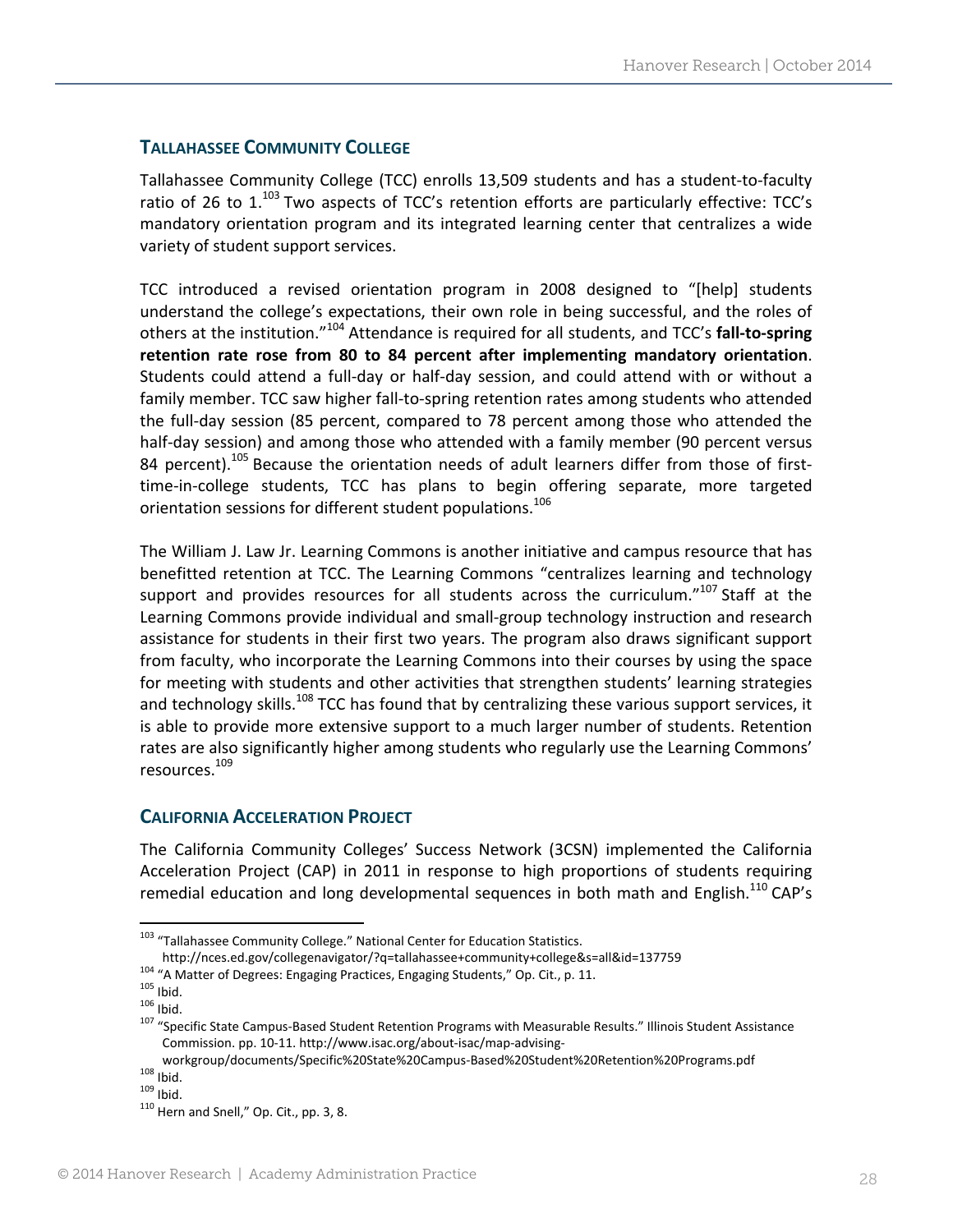### TALLAHASSEE COMMUNITY COLLEGE

Tallahassee Community College (TCC) enrolls 13,509 students and has a student-to-faculty ratio of 26 to 1.[103] Two aspects of TCC's retention efforts are particularly effective: TCC's mandatory orientation program and its integrated learning center that centralizes a wide variety of student support services.

TCC introduced a revised orientation program in 2008 designed to "[help] students understand the college's expectations, their own role in being successful, and the roles of others at the institution."[104] Attendance is required for all students, and TCC's **fall-to-spring retention rate rose from 80 to 84 percent after implementing mandatory orientation**. Students could attend a full-day or half-day session, and could attend with or without a family member. TCC saw higher fall-to-spring retention rates among students who attended the full-day session (85 percent, compared to 78 percent among those who attended the half-day session) and among those who attended with a family member (90 percent versus 84 percent).[105] Because the orientation needs of adult learners differ from those of first-time-in-college students, TCC has plans to begin offering separate, more targeted orientation sessions for different student populations.[106]

The William J. Law Jr. Learning Commons is another initiative and campus resource that has benefitted retention at TCC. The Learning Commons "centralizes learning and technology support and provides resources for all students across the curriculum."[107] Staff at the Learning Commons provide individual and small-group technology instruction and research assistance for students in their first two years. The program also draws significant support from faculty, who incorporate the Learning Commons into their courses by using the space for meeting with students and other activities that strengthen students' learning strategies and technology skills.[108] TCC has found that by centralizing these various support services, it is able to provide more extensive support to a much larger number of students. Retention rates are also significantly higher among students who regularly use the Learning Commons' resources.[109]

### CALIFORNIA ACCELERATION PROJECT

The California Community Colleges' Success Network (3CSN) implemented the California Acceleration Project (CAP) in 2011 in response to high proportions of students requiring remedial education and long developmental sequences in both math and English.[110] CAP's

---

[103] "Tallahassee Community College." National Center for Education Statistics. http://nces.ed.gov/collegenavigator/?q=tallahassee+community+college&s=all&id=137759

[104] "A Matter of Degrees: Engaging Practices, Engaging Students," Op. Cit., p. 11.

[105] Ibid.

[106] Ibid.

[107] "Specific State Campus-Based Student Retention Programs with Measurable Results." Illinois Student Assistance Commission. pp. 10-11. http://www.isac.org/about-isac/map-advising-workgroup/documents/Specific%20State%20Campus-Based%20Student%20Retention%20Programs.pdf

[108] Ibid.

[109] Ibid.

[110] Hern and Snell," Op. Cit., pp. 3, 8.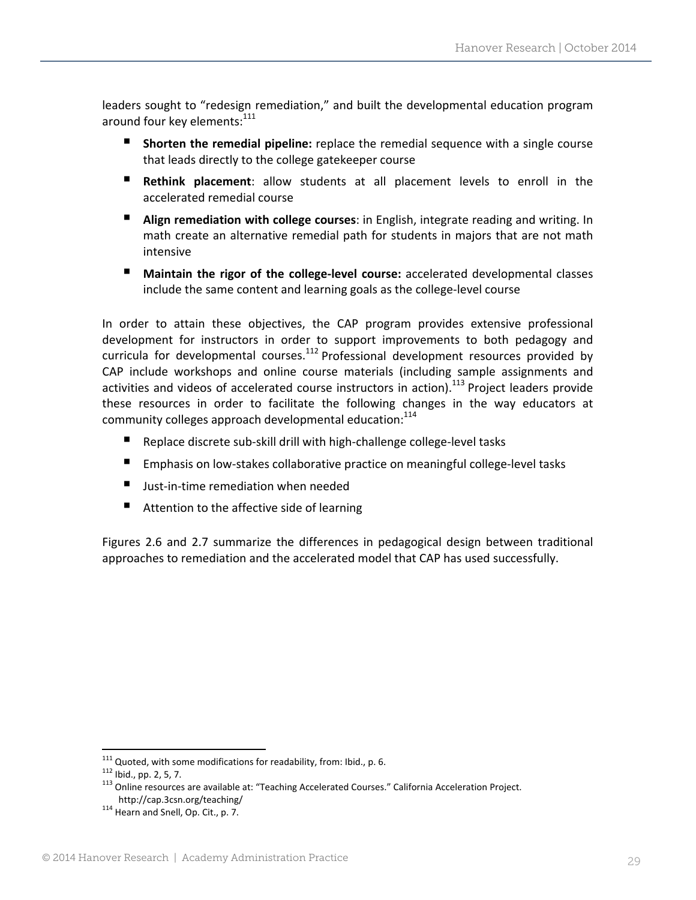leaders sought to "redesign remediation," and built the developmental education program around four key elements:[111]

- **Shorten the remedial pipeline:** replace the remedial sequence with a single course that leads directly to the college gatekeeper course
- **Rethink placement**: allow students at all placement levels to enroll in the accelerated remedial course
- **Align remediation with college courses**: in English, integrate reading and writing. In math create an alternative remedial path for students in majors that are not math intensive
- **Maintain the rigor of the college-level course:** accelerated developmental classes include the same content and learning goals as the college-level course

In order to attain these objectives, the CAP program provides extensive professional development for instructors in order to support improvements to both pedagogy and curricula for developmental courses.[112] Professional development resources provided by CAP include workshops and online course materials (including sample assignments and activities and videos of accelerated course instructors in action).[113] Project leaders provide these resources in order to facilitate the following changes in the way educators at community colleges approach developmental education:[114]

- Replace discrete sub-skill drill with high-challenge college-level tasks
- Emphasis on low-stakes collaborative practice on meaningful college-level tasks
- Just-in-time remediation when needed
- Attention to the affective side of learning

Figures 2.6 and 2.7 summarize the differences in pedagogical design between traditional approaches to remediation and the accelerated model that CAP has used successfully.

---

[111] Quoted, with some modifications for readability, from: Ibid., p. 6.

[112] Ibid., pp. 2, 5, 7.

[113] Online resources are available at: "Teaching Accelerated Courses." California Acceleration Project. http://cap.3csn.org/teaching/

[114] Hearn and Snell, Op. Cit., p. 7.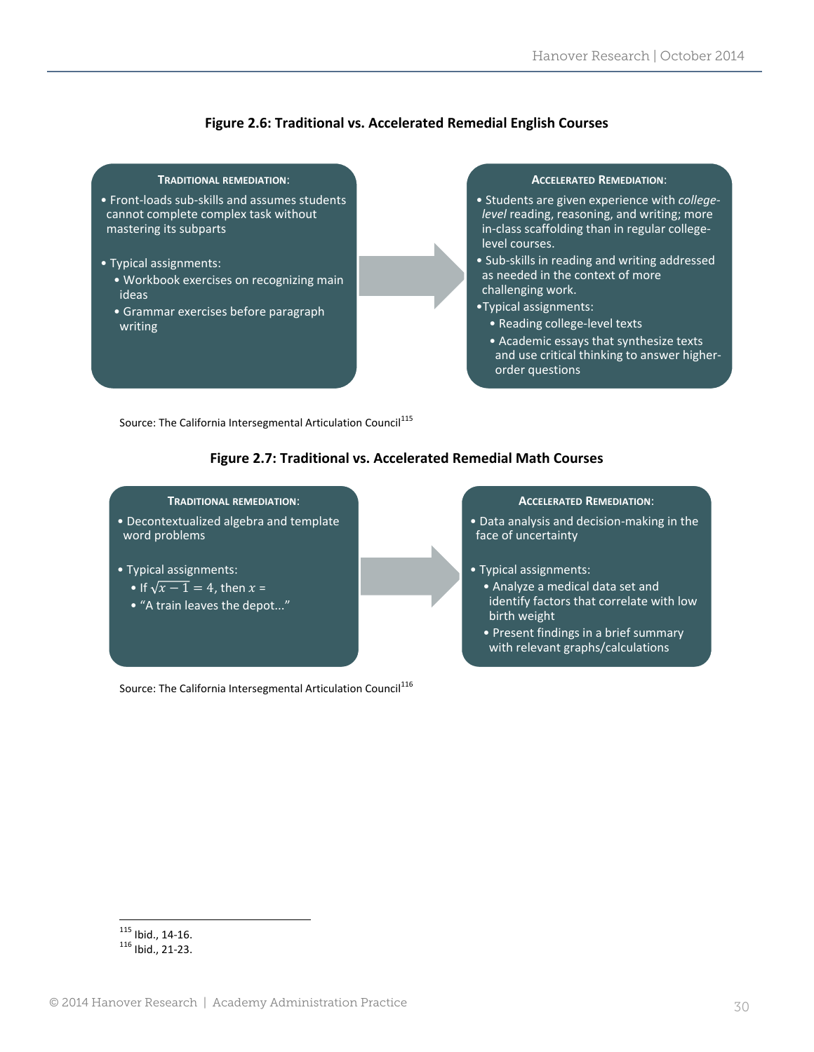**Figure 2.6: Traditional vs. Accelerated Remedial English Courses**

**TRADITIONAL REMEDIATION:**

- Front-loads sub-skills and assumes students cannot complete complex task without mastering its subparts
- Typical assignments:
  - Workbook exercises on recognizing main ideas
  - Grammar exercises before paragraph writing

→

**ACCELERATED REMEDIATION:**

- Students are given experience with *college-level* reading, reasoning, and writing; more in-class scaffolding than in regular college-level courses.
- Sub-skills in reading and writing addressed as needed in the context of more challenging work.
- Typical assignments:
  - Reading college-level texts
  - Academic essays that synthesize texts and use critical thinking to answer higher-order questions

Source: The California Intersegmental Articulation Council[115]

**Figure 2.7: Traditional vs. Accelerated Remedial Math Courses**

**TRADITIONAL REMEDIATION:**

- Decontextualized algebra and template word problems
- Typical assignments:
  - If $\sqrt{x-1} = 4$, then $x$ =
  - "A train leaves the depot..."

→

**ACCELERATED REMEDIATION:**

- Data analysis and decision-making in the face of uncertainty
- Typical assignments:
  - Analyze a medical data set and identify factors that correlate with low birth weight
  - Present findings in a brief summary with relevant graphs/calculations

Source: The California Intersegmental Articulation Council[116]

---

[115] Ibid., 14-16.
[116] Ibid., 21-23.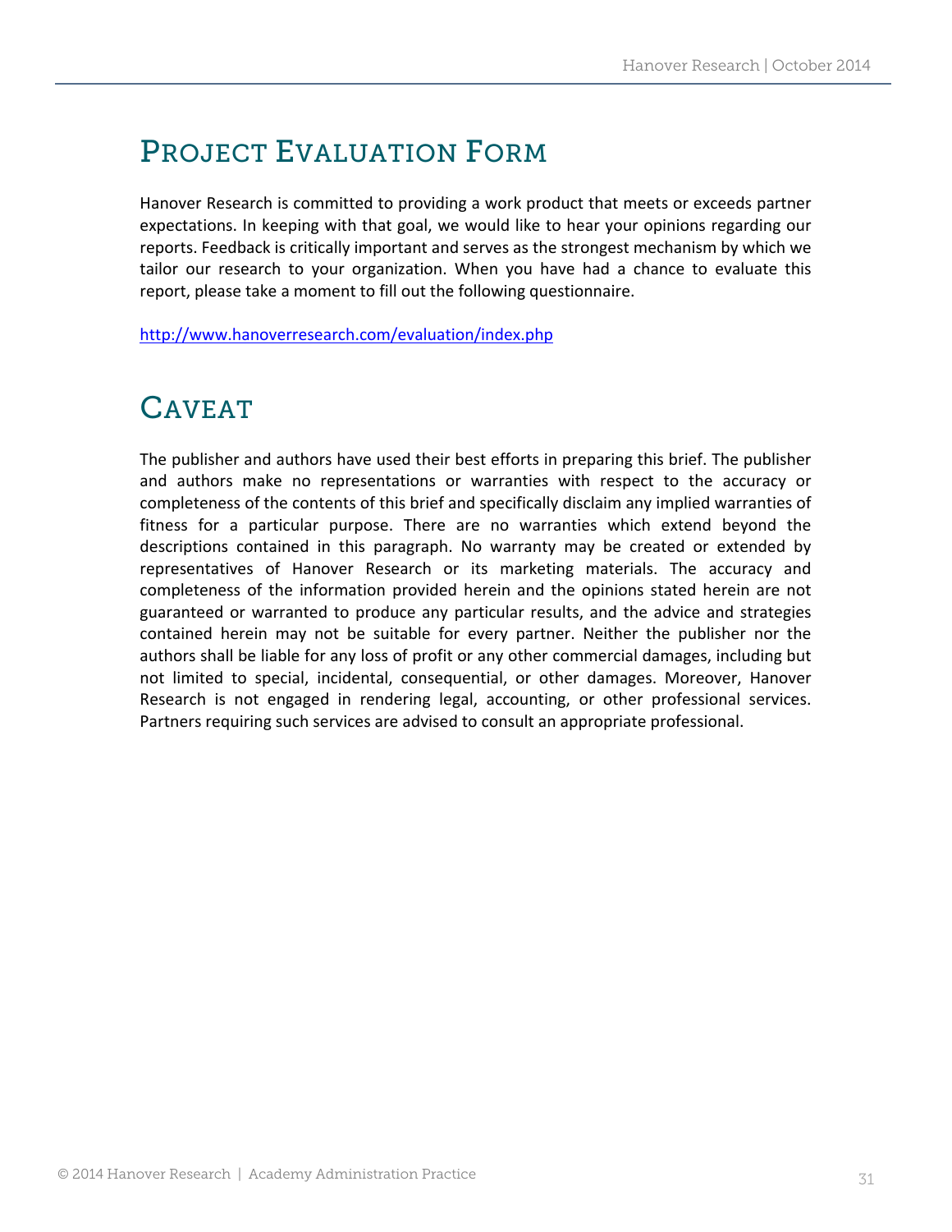# PROJECT EVALUATION FORM

Hanover Research is committed to providing a work product that meets or exceeds partner expectations. In keeping with that goal, we would like to hear your opinions regarding our reports. Feedback is critically important and serves as the strongest mechanism by which we tailor our research to your organization. When you have had a chance to evaluate this report, please take a moment to fill out the following questionnaire.

http://www.hanoverresearch.com/evaluation/index.php

# CAVEAT

The publisher and authors have used their best efforts in preparing this brief. The publisher and authors make no representations or warranties with respect to the accuracy or completeness of the contents of this brief and specifically disclaim any implied warranties of fitness for a particular purpose. There are no warranties which extend beyond the descriptions contained in this paragraph. No warranty may be created or extended by representatives of Hanover Research or its marketing materials. The accuracy and completeness of the information provided herein and the opinions stated herein are not guaranteed or warranted to produce any particular results, and the advice and strategies contained herein may not be suitable for every partner. Neither the publisher nor the authors shall be liable for any loss of profit or any other commercial damages, including but not limited to special, incidental, consequential, or other damages. Moreover, Hanover Research is not engaged in rendering legal, accounting, or other professional services. Partners requiring such services are advised to consult an appropriate professional.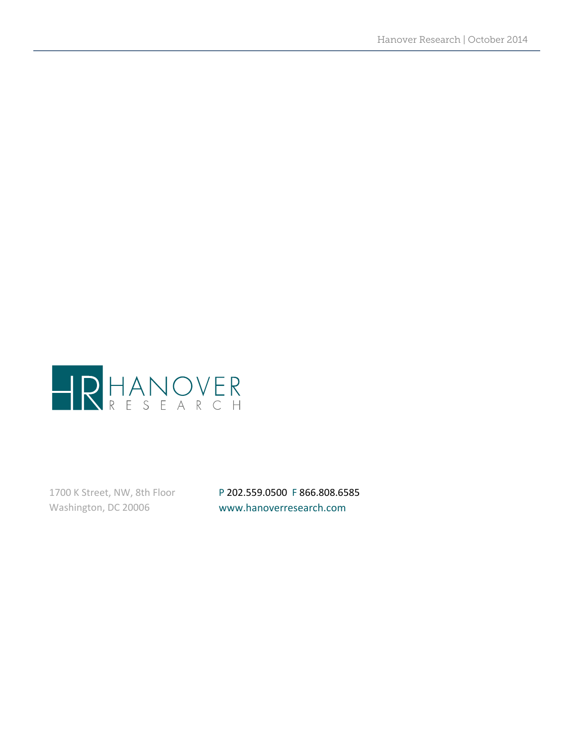HANOVER RESEARCH

1700 K Street, NW, 8th Floor
Washington, DC 20006

P 202.559.0500 F 866.808.6585
www.hanoverresearch.com